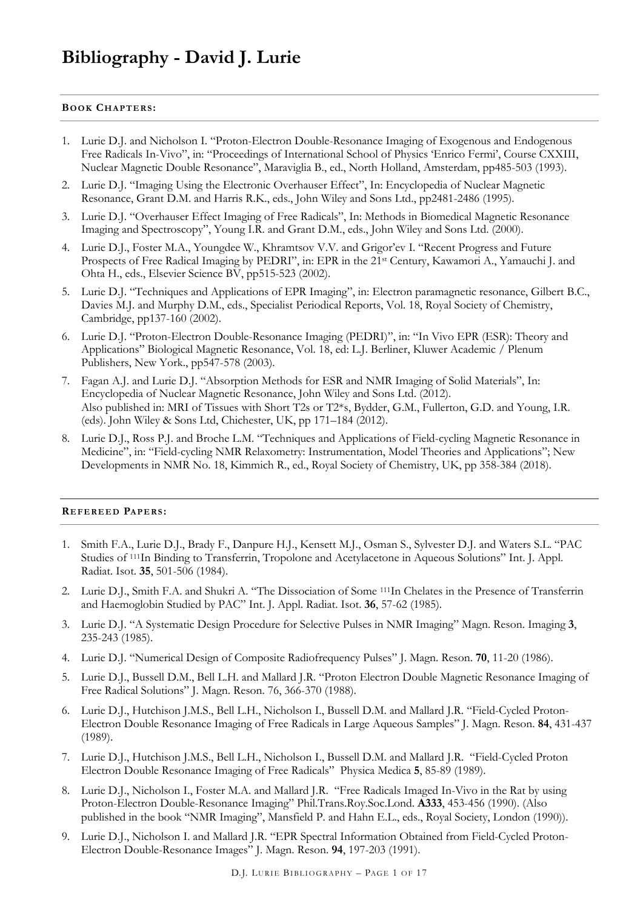# Bibliography - David J. Lurie

## BOOK CHAPTERS:

1. Lurie D.J. and Nicholson I. "Proton-Electron Double-Resonance Imaging of Exogenous and Endogenous Free Radicals In-Vivo", in: "Proceedings of International School of Physics 'Enrico Fermi', Course CXXIII, Nuclear Magnetic Double Resonance", Maraviglia B., ed., North Holland, Amsterdam, pp485-503 (1993).
2. Lurie D.J. "Imaging Using the Electronic Overhauser Effect", In: Encyclopedia of Nuclear Magnetic Resonance, Grant D.M. and Harris R.K., eds., John Wiley and Sons Ltd., pp2481-2486 (1995).
3. Lurie D.J. "Overhauser Effect Imaging of Free Radicals", In: Methods in Biomedical Magnetic Resonance Imaging and Spectroscopy", Young I.R. and Grant D.M., eds., John Wiley and Sons Ltd. (2000).
4. Lurie D.J., Foster M.A., Youngdee W., Khramtsov V.V. and Grigor'ev I. "Recent Progress and Future Prospects of Free Radical Imaging by PEDRI", in: EPR in the 21st Century, Kawamori A., Yamauchi J. and Ohta H., eds., Elsevier Science BV, pp515-523 (2002).
5. Lurie D.J. "Techniques and Applications of EPR Imaging", in: Electron paramagnetic resonance, Gilbert B.C., Davies M.J. and Murphy D.M., eds., Specialist Periodical Reports, Vol. 18, Royal Society of Chemistry, Cambridge, pp137-160 (2002).
6. Lurie D.J. "Proton-Electron Double-Resonance Imaging (PEDRI)", in: "In Vivo EPR (ESR): Theory and Applications" Biological Magnetic Resonance, Vol. 18, ed: L.J. Berliner, Kluwer Academic / Plenum Publishers, New York., pp547-578 (2003).
7. Fagan A.J. and Lurie D.J. "Absorption Methods for ESR and NMR Imaging of Solid Materials", In: Encyclopedia of Nuclear Magnetic Resonance, John Wiley and Sons Ltd. (2012).
   Also published in: MRI of Tissues with Short T2s or T2*s, Bydder, G.M., Fullerton, G.D. and Young, I.R. (eds). John Wiley & Sons Ltd, Chichester, UK, pp 171–184 (2012).
8. Lurie D.J., Ross P.J. and Broche L.M. "Techniques and Applications of Field-cycling Magnetic Resonance in Medicine", in: "Field-cycling NMR Relaxometry: Instrumentation, Model Theories and Applications"; New Developments in NMR No. 18, Kimmich R., ed., Royal Society of Chemistry, UK, pp 358-384 (2018).

## REFEREED PAPERS:

1. Smith F.A., Lurie D.J., Brady F., Danpure H.J., Kensett M.J., Osman S., Sylvester D.J. and Waters S.L. "PAC Studies of $^{111}$In Binding to Transferrin, Tropolone and Acetylacetone in Aqueous Solutions" Int. J. Appl. Radiat. Isot. **35**, 501-506 (1984).
2. Lurie D.J., Smith F.A. and Shukri A. "The Dissociation of Some $^{111}$In Chelates in the Presence of Transferrin and Haemoglobin Studied by PAC" Int. J. Appl. Radiat. Isot. **36**, 57-62 (1985).
3. Lurie D.J. "A Systematic Design Procedure for Selective Pulses in NMR Imaging" Magn. Reson. Imaging **3**, 235-243 (1985).
4. Lurie D.J. "Numerical Design of Composite Radiofrequency Pulses" J. Magn. Reson. **70**, 11-20 (1986).
5. Lurie D.J., Bussell D.M., Bell L.H. and Mallard J.R. "Proton Electron Double Magnetic Resonance Imaging of Free Radical Solutions" J. Magn. Reson. 76, 366-370 (1988).
6. Lurie D.J., Hutchison J.M.S., Bell L.H., Nicholson I., Bussell D.M. and Mallard J.R. "Field-Cycled Proton-Electron Double Resonance Imaging of Free Radicals in Large Aqueous Samples" J. Magn. Reson. **84**, 431-437 (1989).
7. Lurie D.J., Hutchison J.M.S., Bell L.H., Nicholson I., Bussell D.M. and Mallard J.R. "Field-Cycled Proton Electron Double Resonance Imaging of Free Radicals" Physica Medica **5**, 85-89 (1989).
8. Lurie D.J., Nicholson I., Foster M.A. and Mallard J.R. "Free Radicals Imaged In-Vivo in the Rat by using Proton-Electron Double-Resonance Imaging" Phil.Trans.Roy.Soc.Lond. **A333**, 453-456 (1990). (Also published in the book "NMR Imaging", Mansfield P. and Hahn E.L., eds., Royal Society, London (1990)).
9. Lurie D.J., Nicholson I. and Mallard J.R. "EPR Spectral Information Obtained from Field-Cycled Proton-Electron Double-Resonance Images" J. Magn. Reson. **94**, 197-203 (1991).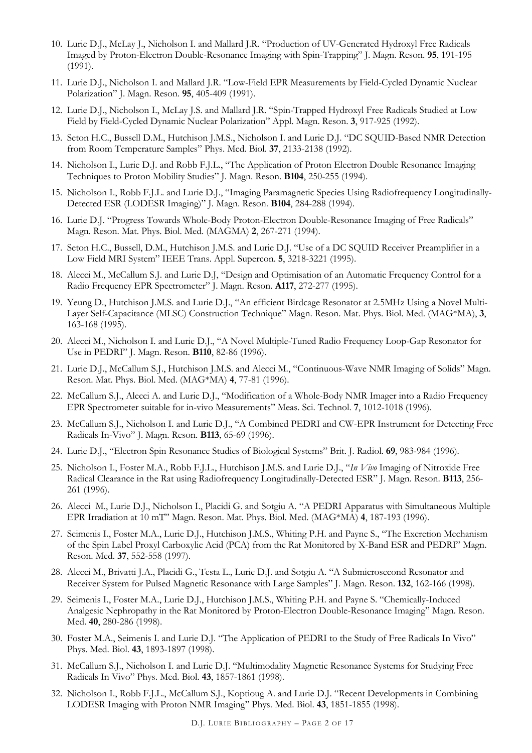10. Lurie D.J., McLay J., Nicholson I. and Mallard J.R. "Production of UV-Generated Hydroxyl Free Radicals Imaged by Proton-Electron Double-Resonance Imaging with Spin-Trapping" J. Magn. Reson. **95**, 191-195 (1991).

11. Lurie D.J., Nicholson I. and Mallard J.R. "Low-Field EPR Measurements by Field-Cycled Dynamic Nuclear Polarization" J. Magn. Reson. **95**, 405-409 (1991).

12. Lurie D.J., Nicholson I., McLay J.S. and Mallard J.R. "Spin-Trapped Hydroxyl Free Radicals Studied at Low Field by Field-Cycled Dynamic Nuclear Polarization" Appl. Magn. Reson. **3**, 917-925 (1992).

13. Seton H.C., Bussell D.M., Hutchison J.M.S., Nicholson I. and Lurie D.J. "DC SQUID-Based NMR Detection from Room Temperature Samples" Phys. Med. Biol. **37**, 2133-2138 (1992).

14. Nicholson I., Lurie D.J. and Robb F.J.L., "The Application of Proton Electron Double Resonance Imaging Techniques to Proton Mobility Studies" J. Magn. Reson. **B104**, 250-255 (1994).

15. Nicholson I., Robb F.J.L. and Lurie D.J., "Imaging Paramagnetic Species Using Radiofrequency Longitudinally-Detected ESR (LODESR Imaging)" J. Magn. Reson. **B104**, 284-288 (1994).

16. Lurie D.J. "Progress Towards Whole-Body Proton-Electron Double-Resonance Imaging of Free Radicals" Magn. Reson. Mat. Phys. Biol. Med. (MAGMA) **2**, 267-271 (1994).

17. Seton H.C., Bussell, D.M., Hutchison J.M.S. and Lurie D.J. "Use of a DC SQUID Receiver Preamplifier in a Low Field MRI System" IEEE Trans. Appl. Supercon. **5**, 3218-3221 (1995).

18. Alecci M., McCallum S.J. and Lurie D.J, "Design and Optimisation of an Automatic Frequency Control for a Radio Frequency EPR Spectrometer" J. Magn. Reson. **A117**, 272-277 (1995).

19. Yeung D., Hutchison J.M.S. and Lurie D.J., "An efficient Birdcage Resonator at 2.5MHz Using a Novel Multi-Layer Self-Capacitance (MLSC) Construction Technique" Magn. Reson. Mat. Phys. Biol. Med. (MAG*MA), **3**, 163-168 (1995).

20. Alecci M., Nicholson I. and Lurie D.J., "A Novel Multiple-Tuned Radio Frequency Loop-Gap Resonator for Use in PEDRI" J. Magn. Reson. **B110**, 82-86 (1996).

21. Lurie D.J., McCallum S.J., Hutchison J.M.S. and Alecci M., "Continuous-Wave NMR Imaging of Solids" Magn. Reson. Mat. Phys. Biol. Med. (MAG*MA) **4**, 77-81 (1996).

22. McCallum S.J., Alecci A. and Lurie D.J., "Modification of a Whole-Body NMR Imager into a Radio Frequency EPR Spectrometer suitable for in-vivo Measurements" Meas. Sci. Technol. **7**, 1012-1018 (1996).

23. McCallum S.J., Nicholson I. and Lurie D.J., "A Combined PEDRI and CW-EPR Instrument for Detecting Free Radicals In-Vivo" J. Magn. Reson. **B113**, 65-69 (1996).

24. Lurie D.J., "Electron Spin Resonance Studies of Biological Systems" Brit. J. Radiol. **69**, 983-984 (1996).

25. Nicholson I., Foster M.A., Robb F.J.L., Hutchison J.M.S. and Lurie D.J., "*In Vivo* Imaging of Nitroxide Free Radical Clearance in the Rat using Radiofrequency Longitudinally-Detected ESR" J. Magn. Reson. **B113**, 256-261 (1996).

26. Alecci M., Lurie D.J., Nicholson I., Placidi G. and Sotgiu A. "A PEDRI Apparatus with Simultaneous Multiple EPR Irradiation at 10 mT" Magn. Reson. Mat. Phys. Biol. Med. (MAG*MA) **4**, 187-193 (1996).

27. Seimenis I., Foster M.A., Lurie D.J., Hutchison J.M.S., Whiting P.H. and Payne S., "The Excretion Mechanism of the Spin Label Proxyl Carboxylic Acid (PCA) from the Rat Monitored by X-Band ESR and PEDRI" Magn. Reson. Med. **37**, 552-558 (1997).

28. Alecci M., Brivatti J.A., Placidi G., Testa L., Lurie D.J. and Sotgiu A. "A Submicrosecond Resonator and Receiver System for Pulsed Magnetic Resonance with Large Samples" J. Magn. Reson. **132**, 162-166 (1998).

29. Seimenis I., Foster M.A., Lurie D.J., Hutchison J.M.S., Whiting P.H. and Payne S. "Chemically-Induced Analgesic Nephropathy in the Rat Monitored by Proton-Electron Double-Resonance Imaging" Magn. Reson. Med. **40**, 280-286 (1998).

30. Foster M.A., Seimenis I. and Lurie D.J. "The Application of PEDRI to the Study of Free Radicals In Vivo" Phys. Med. Biol. **43**, 1893-1897 (1998).

31. McCallum S.J., Nicholson I. and Lurie D.J. "Multimodality Magnetic Resonance Systems for Studying Free Radicals In Vivo" Phys. Med. Biol. **43**, 1857-1861 (1998).

32. Nicholson I., Robb F.J.L., McCallum S.J., Koptioug A. and Lurie D.J. "Recent Developments in Combining LODESR Imaging with Proton NMR Imaging" Phys. Med. Biol. **43**, 1851-1855 (1998).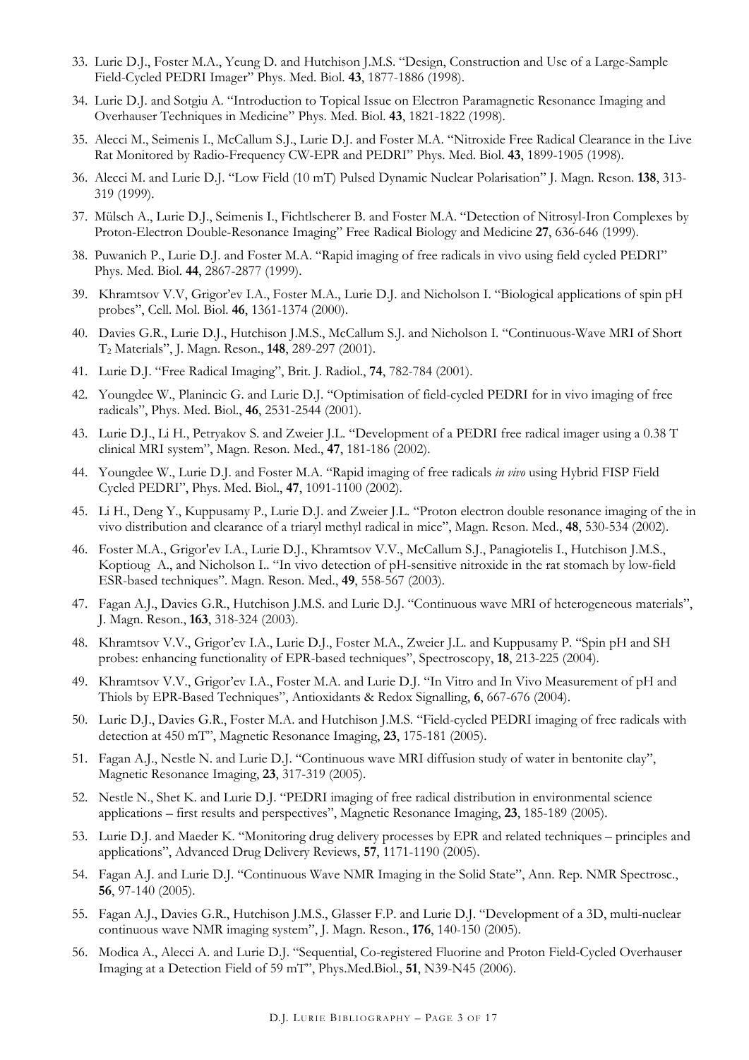33. Lurie D.J., Foster M.A., Yeung D. and Hutchison J.M.S. "Design, Construction and Use of a Large-Sample Field-Cycled PEDRI Imager" Phys. Med. Biol. **43**, 1877-1886 (1998).

34. Lurie D.J. and Sotgiu A. "Introduction to Topical Issue on Electron Paramagnetic Resonance Imaging and Overhauser Techniques in Medicine" Phys. Med. Biol. **43**, 1821-1822 (1998).

35. Alecci M., Seimenis I., McCallum S.J., Lurie D.J. and Foster M.A. "Nitroxide Free Radical Clearance in the Live Rat Monitored by Radio-Frequency CW-EPR and PEDRI" Phys. Med. Biol. **43**, 1899-1905 (1998).

36. Alecci M. and Lurie D.J. "Low Field (10 mT) Pulsed Dynamic Nuclear Polarisation" J. Magn. Reson. **138**, 313-319 (1999).

37. Mülsch A., Lurie D.J., Seimenis I., Fichtlscherer B. and Foster M.A. "Detection of Nitrosyl-Iron Complexes by Proton-Electron Double-Resonance Imaging" Free Radical Biology and Medicine **27**, 636-646 (1999).

38. Puwanich P., Lurie D.J. and Foster M.A. "Rapid imaging of free radicals in vivo using field cycled PEDRI" Phys. Med. Biol. **44**, 2867-2877 (1999).

39. Khramtsov V.V, Grigor'ev I.A., Foster M.A., Lurie D.J. and Nicholson I. "Biological applications of spin pH probes", Cell. Mol. Biol. **46**, 1361-1374 (2000).

40. Davies G.R., Lurie D.J., Hutchison J.M.S., McCallum S.J. and Nicholson I. "Continuous-Wave MRI of Short $T_2$ Materials", J. Magn. Reson., **148**, 289-297 (2001).

41. Lurie D.J. "Free Radical Imaging", Brit. J. Radiol., **74**, 782-784 (2001).

42. Youngdee W., Planincic G. and Lurie D.J. "Optimisation of field-cycled PEDRI for in vivo imaging of free radicals", Phys. Med. Biol., **46**, 2531-2544 (2001).

43. Lurie D.J., Li H., Petryakov S. and Zweier J.L. "Development of a PEDRI free radical imager using a 0.38 T clinical MRI system", Magn. Reson. Med., **47**, 181-186 (2002).

44. Youngdee W., Lurie D.J. and Foster M.A. "Rapid imaging of free radicals *in vivo* using Hybrid FISP Field Cycled PEDRI", Phys. Med. Biol., **47**, 1091-1100 (2002).

45. Li H., Deng Y., Kuppusamy P., Lurie D.J. and Zweier J.L. "Proton electron double resonance imaging of the in vivo distribution and clearance of a triaryl methyl radical in mice", Magn. Reson. Med., **48**, 530-534 (2002).

46. Foster M.A., Grigor'ev I.A., Lurie D.J., Khramtsov V.V., McCallum S.J., Panagiotelis I., Hutchison J.M.S., Koptioug A., and Nicholson I.. "In vivo detection of pH-sensitive nitroxide in the rat stomach by low-field ESR-based techniques". Magn. Reson. Med., **49**, 558-567 (2003).

47. Fagan A.J., Davies G.R., Hutchison J.M.S. and Lurie D.J. "Continuous wave MRI of heterogeneous materials", J. Magn. Reson., **163**, 318-324 (2003).

48. Khramtsov V.V., Grigor'ev I.A., Lurie D.J., Foster M.A., Zweier J.L. and Kuppusamy P. "Spin pH and SH probes: enhancing functionality of EPR-based techniques", Spectroscopy, **18**, 213-225 (2004).

49. Khramtsov V.V., Grigor'ev I.A., Foster M.A. and Lurie D.J. "In Vitro and In Vivo Measurement of pH and Thiols by EPR-Based Techniques", Antioxidants & Redox Signalling, **6**, 667-676 (2004).

50. Lurie D.J., Davies G.R., Foster M.A. and Hutchison J.M.S. "Field-cycled PEDRI imaging of free radicals with detection at 450 mT", Magnetic Resonance Imaging, **23**, 175-181 (2005).

51. Fagan A.J., Nestle N. and Lurie D.J. "Continuous wave MRI diffusion study of water in bentonite clay", Magnetic Resonance Imaging, **23**, 317-319 (2005).

52. Nestle N., Shet K. and Lurie D.J. "PEDRI imaging of free radical distribution in environmental science applications – first results and perspectives", Magnetic Resonance Imaging, **23**, 185-189 (2005).

53. Lurie D.J. and Maeder K. "Monitoring drug delivery processes by EPR and related techniques – principles and applications", Advanced Drug Delivery Reviews, **57**, 1171-1190 (2005).

54. Fagan A.J. and Lurie D.J. "Continuous Wave NMR Imaging in the Solid State", Ann. Rep. NMR Spectrosc., **56**, 97-140 (2005).

55. Fagan A.J., Davies G.R., Hutchison J.M.S., Glasser F.P. and Lurie D.J. "Development of a 3D, multi-nuclear continuous wave NMR imaging system", J. Magn. Reson., **176**, 140-150 (2005).

56. Modica A., Alecci A. and Lurie D.J. "Sequential, Co-registered Fluorine and Proton Field-Cycled Overhauser Imaging at a Detection Field of 59 mT", Phys.Med.Biol., **51**, N39-N45 (2006).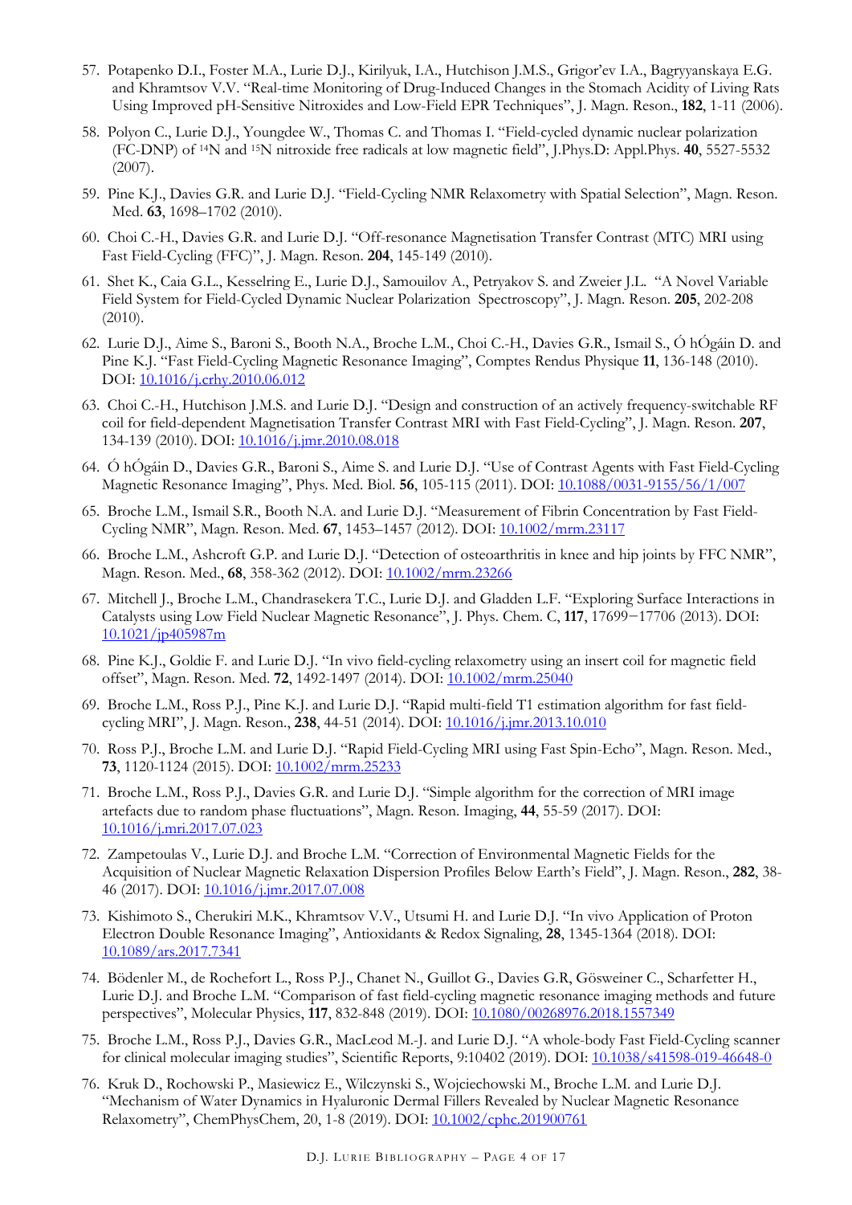57. Potapenko D.I., Foster M.A., Lurie D.J., Kirilyuk, I.A., Hutchison J.M.S., Grigor'ev I.A., Bagryyanskaya E.G. and Khramtsov V.V. "Real-time Monitoring of Drug-Induced Changes in the Stomach Acidity of Living Rats Using Improved pH-Sensitive Nitroxides and Low-Field EPR Techniques", J. Magn. Reson., **182**, 1-11 (2006).

58. Polyon C., Lurie D.J., Youngdee W., Thomas C. and Thomas I. "Field-cycled dynamic nuclear polarization (FC-DNP) of $^{14}$N and $^{15}$N nitroxide free radicals at low magnetic field", J.Phys.D: Appl.Phys. **40**, 5527-5532 (2007).

59. Pine K.J., Davies G.R. and Lurie D.J. "Field-Cycling NMR Relaxometry with Spatial Selection", Magn. Reson. Med. **63**, 1698–1702 (2010).

60. Choi C.-H., Davies G.R. and Lurie D.J. "Off-resonance Magnetisation Transfer Contrast (MTC) MRI using Fast Field-Cycling (FFC)", J. Magn. Reson. **204**, 145-149 (2010).

61. Shet K., Caia G.L., Kesselring E., Lurie D.J., Samouilov A., Petryakov S. and Zweier J.L. "A Novel Variable Field System for Field-Cycled Dynamic Nuclear Polarization Spectroscopy", J. Magn. Reson. **205**, 202-208 (2010).

62. Lurie D.J., Aime S., Baroni S., Booth N.A., Broche L.M., Choi C.-H., Davies G.R., Ismail S., Ó hÓgáin D. and Pine K.J. "Fast Field-Cycling Magnetic Resonance Imaging", Comptes Rendus Physique **11**, 136-148 (2010). DOI: 10.1016/j.crhy.2010.06.012

63. Choi C.-H., Hutchison J.M.S. and Lurie D.J. "Design and construction of an actively frequency-switchable RF coil for field-dependent Magnetisation Transfer Contrast MRI with Fast Field-Cycling", J. Magn. Reson. **207**, 134-139 (2010). DOI: 10.1016/j.jmr.2010.08.018

64. Ó hÓgáin D., Davies G.R., Baroni S., Aime S. and Lurie D.J. "Use of Contrast Agents with Fast Field-Cycling Magnetic Resonance Imaging", Phys. Med. Biol. **56**, 105-115 (2011). DOI: 10.1088/0031-9155/56/1/007

65. Broche L.M., Ismail S.R., Booth N.A. and Lurie D.J. "Measurement of Fibrin Concentration by Fast Field-Cycling NMR", Magn. Reson. Med. **67**, 1453–1457 (2012). DOI: 10.1002/mrm.23117

66. Broche L.M., Ashcroft G.P. and Lurie D.J. "Detection of osteoarthritis in knee and hip joints by FFC NMR", Magn. Reson. Med., **68**, 358-362 (2012). DOI: 10.1002/mrm.23266

67. Mitchell J., Broche L.M., Chandrasekera T.C., Lurie D.J. and Gladden L.F. "Exploring Surface Interactions in Catalysts using Low Field Nuclear Magnetic Resonance", J. Phys. Chem. C, **117**, 17699−17706 (2013). DOI: 10.1021/jp405987m

68. Pine K.J., Goldie F. and Lurie D.J. "In vivo field-cycling relaxometry using an insert coil for magnetic field offset", Magn. Reson. Med. **72**, 1492-1497 (2014). DOI: 10.1002/mrm.25040

69. Broche L.M., Ross P.J., Pine K.J. and Lurie D.J. "Rapid multi-field T1 estimation algorithm for fast field-cycling MRI", J. Magn. Reson., **238**, 44-51 (2014). DOI: 10.1016/j.jmr.2013.10.010

70. Ross P.J., Broche L.M. and Lurie D.J. "Rapid Field-Cycling MRI using Fast Spin-Echo", Magn. Reson. Med., **73**, 1120-1124 (2015). DOI: 10.1002/mrm.25233

71. Broche L.M., Ross P.J., Davies G.R. and Lurie D.J. "Simple algorithm for the correction of MRI image artefacts due to random phase fluctuations", Magn. Reson. Imaging, **44**, 55-59 (2017). DOI: 10.1016/j.mri.2017.07.023

72. Zampetoulas V., Lurie D.J. and Broche L.M. "Correction of Environmental Magnetic Fields for the Acquisition of Nuclear Magnetic Relaxation Dispersion Profiles Below Earth's Field", J. Magn. Reson., **282**, 38-46 (2017). DOI: 10.1016/j.jmr.2017.07.008

73. Kishimoto S., Cherukiri M.K., Khramtsov V.V., Utsumi H. and Lurie D.J. "In vivo Application of Proton Electron Double Resonance Imaging", Antioxidants & Redox Signaling, **28**, 1345-1364 (2018). DOI: 10.1089/ars.2017.7341

74. Bödenler M., de Rochefort L., Ross P.J., Chanet N., Guillot G., Davies G.R, Gösweiner C., Scharfetter H., Lurie D.J. and Broche L.M. "Comparison of fast field-cycling magnetic resonance imaging methods and future perspectives", Molecular Physics, **117**, 832-848 (2019). DOI: 10.1080/00268976.2018.1557349

75. Broche L.M., Ross P.J., Davies G.R., MacLeod M.-J. and Lurie D.J. "A whole-body Fast Field-Cycling scanner for clinical molecular imaging studies", Scientific Reports, 9:10402 (2019). DOI: 10.1038/s41598-019-46648-0

76. Kruk D., Rochowski P., Masiewicz E., Wilczynski S., Wojciechowski M., Broche L.M. and Lurie D.J. "Mechanism of Water Dynamics in Hyaluronic Dermal Fillers Revealed by Nuclear Magnetic Resonance Relaxometry", ChemPhysChem, 20, 1-8 (2019). DOI: 10.1002/cphc.201900761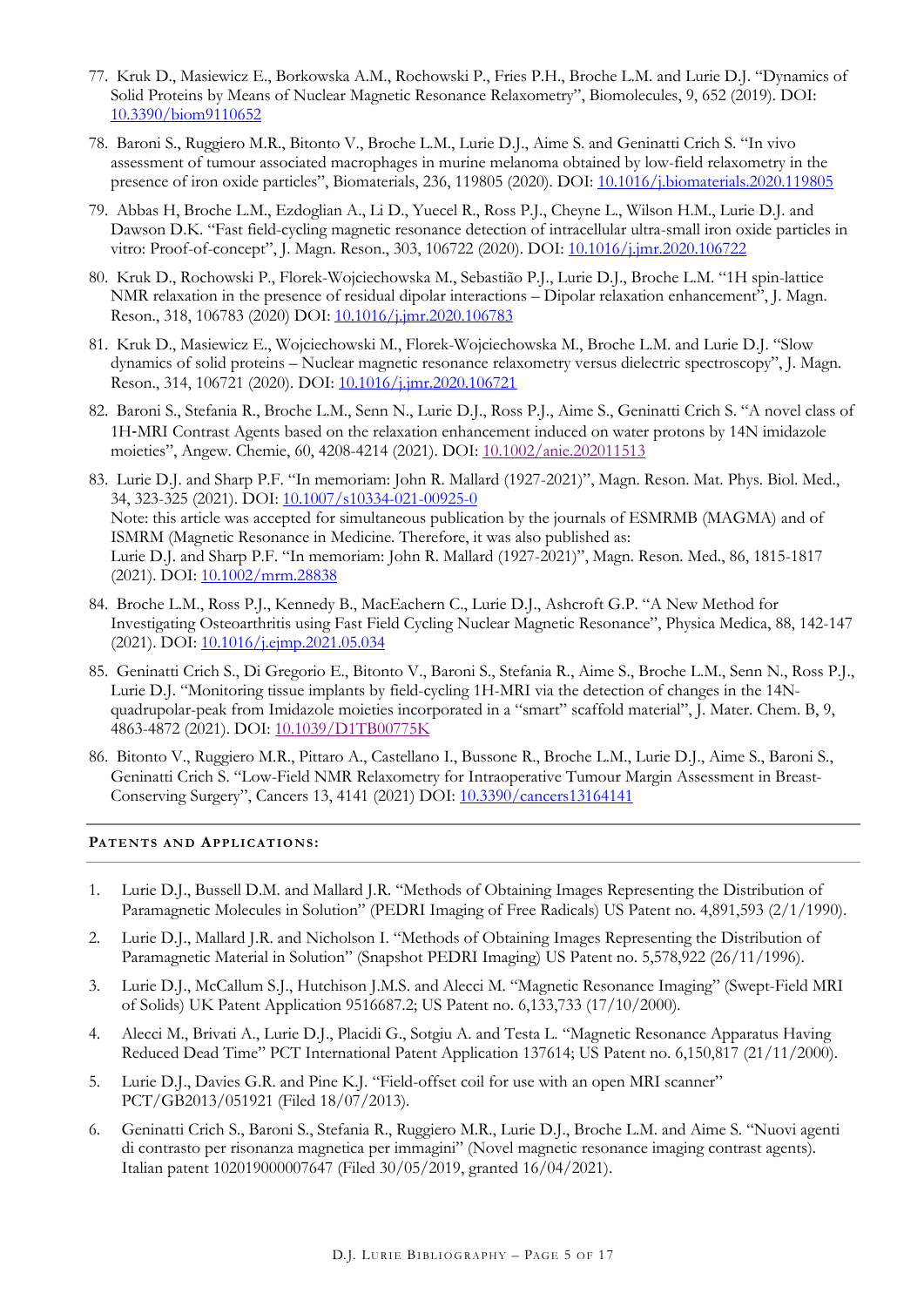77. Kruk D., Masiewicz E., Borkowska A.M., Rochowski P., Fries P.H., Broche L.M. and Lurie D.J. "Dynamics of Solid Proteins by Means of Nuclear Magnetic Resonance Relaxometry", Biomolecules, 9, 652 (2019). DOI: 10.3390/biom9110652

78. Baroni S., Ruggiero M.R., Bitonto V., Broche L.M., Lurie D.J., Aime S. and Geninatti Crich S. "In vivo assessment of tumour associated macrophages in murine melanoma obtained by low-field relaxometry in the presence of iron oxide particles", Biomaterials, 236, 119805 (2020). DOI: 10.1016/j.biomaterials.2020.119805

79. Abbas H, Broche L.M., Ezdoglian A., Li D., Yuecel R., Ross P.J., Cheyne L., Wilson H.M., Lurie D.J. and Dawson D.K. "Fast field-cycling magnetic resonance detection of intracellular ultra-small iron oxide particles in vitro: Proof-of-concept", J. Magn. Reson., 303, 106722 (2020). DOI: 10.1016/j.jmr.2020.106722

80. Kruk D., Rochowski P., Florek-Wojciechowska M., Sebastião P.J., Lurie D.J., Broche L.M. "1H spin-lattice NMR relaxation in the presence of residual dipolar interactions – Dipolar relaxation enhancement", J. Magn. Reson., 318, 106783 (2020) DOI: 10.1016/j.jmr.2020.106783

81. Kruk D., Masiewicz E., Wojciechowski M., Florek-Wojciechowska M., Broche L.M. and Lurie D.J. "Slow dynamics of solid proteins – Nuclear magnetic resonance relaxometry versus dielectric spectroscopy", J. Magn. Reson., 314, 106721 (2020). DOI: 10.1016/j.jmr.2020.106721

82. Baroni S., Stefania R., Broche L.M., Senn N., Lurie D.J., Ross P.J., Aime S., Geninatti Crich S. "A novel class of 1H-MRI Contrast Agents based on the relaxation enhancement induced on water protons by 14N imidazole moieties", Angew. Chemie, 60, 4208-4214 (2021). DOI: 10.1002/anie.202011513

83. Lurie D.J. and Sharp P.F. "In memoriam: John R. Mallard (1927-2021)", Magn. Reson. Mat. Phys. Biol. Med., 34, 323-325 (2021). DOI: 10.1007/s10334-021-00925-0
Note: this article was accepted for simultaneous publication by the journals of ESMRMB (MAGMA) and of ISMRM (Magnetic Resonance in Medicine. Therefore, it was also published as:
Lurie D.J. and Sharp P.F. "In memoriam: John R. Mallard (1927-2021)", Magn. Reson. Med., 86, 1815-1817 (2021). DOI: 10.1002/mrm.28838

84. Broche L.M., Ross P.J., Kennedy B., MacEachern C., Lurie D.J., Ashcroft G.P. "A New Method for Investigating Osteoarthritis using Fast Field Cycling Nuclear Magnetic Resonance", Physica Medica, 88, 142-147 (2021). DOI: 10.1016/j.ejmp.2021.05.034

85. Geninatti Crich S., Di Gregorio E., Bitonto V., Baroni S., Stefania R., Aime S., Broche L.M., Senn N., Ross P.J., Lurie D.J. "Monitoring tissue implants by field-cycling 1H-MRI via the detection of changes in the 14N-quadrupolar-peak from Imidazole moieties incorporated in a "smart" scaffold material", J. Mater. Chem. B, 9, 4863-4872 (2021). DOI: 10.1039/D1TB00775K

86. Bitonto V., Ruggiero M.R., Pittaro A., Castellano I., Bussone R., Broche L.M., Lurie D.J., Aime S., Baroni S., Geninatti Crich S. "Low-Field NMR Relaxometry for Intraoperative Tumour Margin Assessment in Breast-Conserving Surgery", Cancers 13, 4141 (2021) DOI: 10.3390/cancers13164141

## Patents and Applications:

1. Lurie D.J., Bussell D.M. and Mallard J.R. "Methods of Obtaining Images Representing the Distribution of Paramagnetic Molecules in Solution" (PEDRI Imaging of Free Radicals) US Patent no. 4,891,593 (2/1/1990).

2. Lurie D.J., Mallard J.R. and Nicholson I. "Methods of Obtaining Images Representing the Distribution of Paramagnetic Material in Solution" (Snapshot PEDRI Imaging) US Patent no. 5,578,922 (26/11/1996).

3. Lurie D.J., McCallum S.J., Hutchison J.M.S. and Alecci M. "Magnetic Resonance Imaging" (Swept-Field MRI of Solids) UK Patent Application 9516687.2; US Patent no. 6,133,733 (17/10/2000).

4. Alecci M., Brivati A., Lurie D.J., Placidi G., Sotgiu A. and Testa L. "Magnetic Resonance Apparatus Having Reduced Dead Time" PCT International Patent Application 137614; US Patent no. 6,150,817 (21/11/2000).

5. Lurie D.J., Davies G.R. and Pine K.J. "Field-offset coil for use with an open MRI scanner" PCT/GB2013/051921 (Filed 18/07/2013).

6. Geninatti Crich S., Baroni S., Stefania R., Ruggiero M.R., Lurie D.J., Broche L.M. and Aime S. "Nuovi agenti di contrasto per risonanza magnetica per immagini" (Novel magnetic resonance imaging contrast agents). Italian patent 102019000007647 (Filed 30/05/2019, granted 16/04/2021).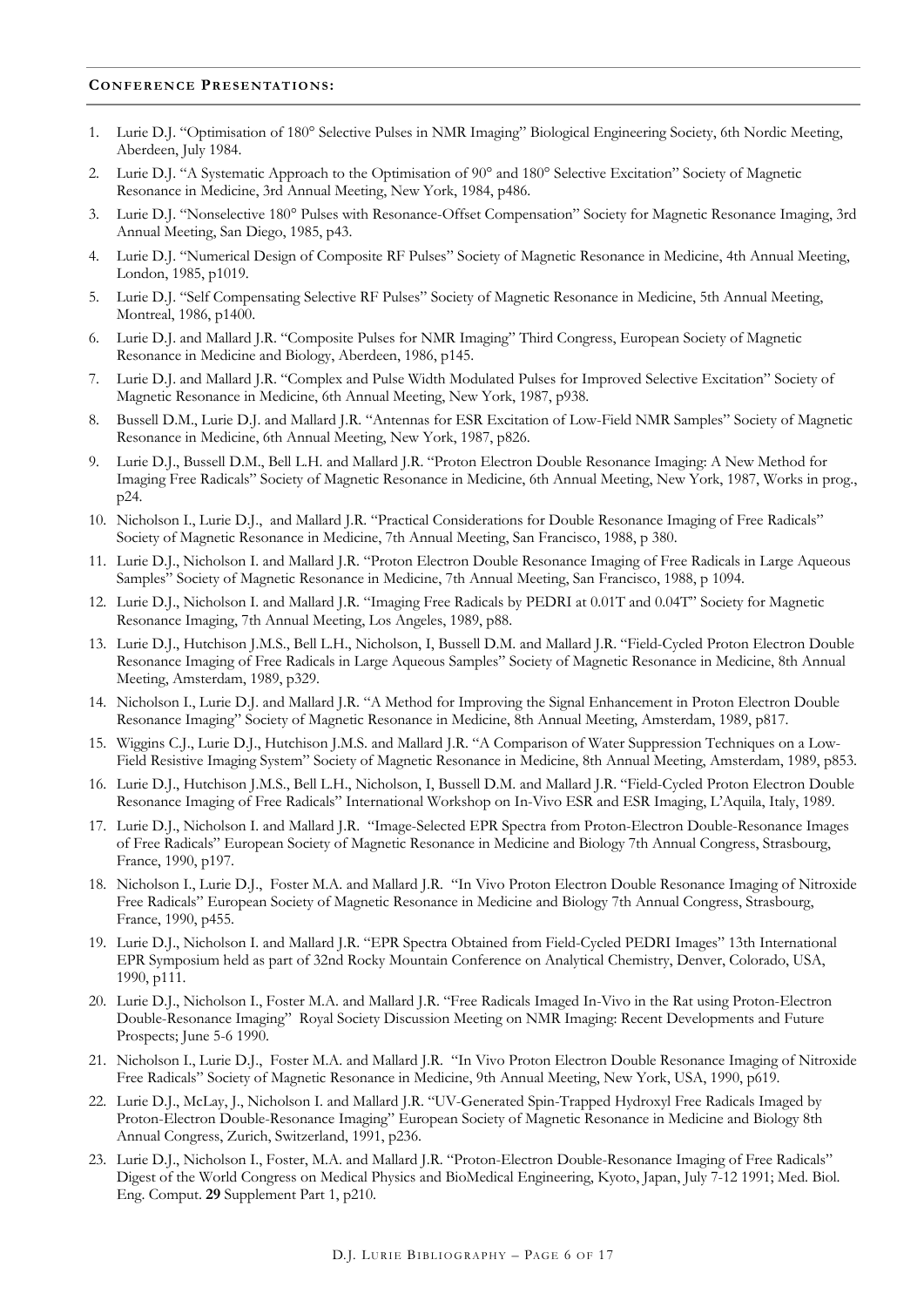## CONFERENCE PRESENTATIONS:

1. Lurie D.J. "Optimisation of 180° Selective Pulses in NMR Imaging" Biological Engineering Society, 6th Nordic Meeting, Aberdeen, July 1984.
2. Lurie D.J. "A Systematic Approach to the Optimisation of 90° and 180° Selective Excitation" Society of Magnetic Resonance in Medicine, 3rd Annual Meeting, New York, 1984, p486.
3. Lurie D.J. "Nonselective 180° Pulses with Resonance-Offset Compensation" Society for Magnetic Resonance Imaging, 3rd Annual Meeting, San Diego, 1985, p43.
4. Lurie D.J. "Numerical Design of Composite RF Pulses" Society of Magnetic Resonance in Medicine, 4th Annual Meeting, London, 1985, p1019.
5. Lurie D.J. "Self Compensating Selective RF Pulses" Society of Magnetic Resonance in Medicine, 5th Annual Meeting, Montreal, 1986, p1400.
6. Lurie D.J. and Mallard J.R. "Composite Pulses for NMR Imaging" Third Congress, European Society of Magnetic Resonance in Medicine and Biology, Aberdeen, 1986, p145.
7. Lurie D.J. and Mallard J.R. "Complex and Pulse Width Modulated Pulses for Improved Selective Excitation" Society of Magnetic Resonance in Medicine, 6th Annual Meeting, New York, 1987, p938.
8. Bussell D.M., Lurie D.J. and Mallard J.R. "Antennas for ESR Excitation of Low-Field NMR Samples" Society of Magnetic Resonance in Medicine, 6th Annual Meeting, New York, 1987, p826.
9. Lurie D.J., Bussell D.M., Bell L.H. and Mallard J.R. "Proton Electron Double Resonance Imaging: A New Method for Imaging Free Radicals" Society of Magnetic Resonance in Medicine, 6th Annual Meeting, New York, 1987, Works in prog., p24.
10. Nicholson I., Lurie D.J., and Mallard J.R. "Practical Considerations for Double Resonance Imaging of Free Radicals" Society of Magnetic Resonance in Medicine, 7th Annual Meeting, San Francisco, 1988, p 380.
11. Lurie D.J., Nicholson I. and Mallard J.R. "Proton Electron Double Resonance Imaging of Free Radicals in Large Aqueous Samples" Society of Magnetic Resonance in Medicine, 7th Annual Meeting, San Francisco, 1988, p 1094.
12. Lurie D.J., Nicholson I. and Mallard J.R. "Imaging Free Radicals by PEDRI at 0.01T and 0.04T" Society for Magnetic Resonance Imaging, 7th Annual Meeting, Los Angeles, 1989, p88.
13. Lurie D.J., Hutchison J.M.S., Bell L.H., Nicholson, I, Bussell D.M. and Mallard J.R. "Field-Cycled Proton Electron Double Resonance Imaging of Free Radicals in Large Aqueous Samples" Society of Magnetic Resonance in Medicine, 8th Annual Meeting, Amsterdam, 1989, p329.
14. Nicholson I., Lurie D.J. and Mallard J.R. "A Method for Improving the Signal Enhancement in Proton Electron Double Resonance Imaging" Society of Magnetic Resonance in Medicine, 8th Annual Meeting, Amsterdam, 1989, p817.
15. Wiggins C.J., Lurie D.J., Hutchison J.M.S. and Mallard J.R. "A Comparison of Water Suppression Techniques on a Low-Field Resistive Imaging System" Society of Magnetic Resonance in Medicine, 8th Annual Meeting, Amsterdam, 1989, p853.
16. Lurie D.J., Hutchison J.M.S., Bell L.H., Nicholson, I, Bussell D.M. and Mallard J.R. "Field-Cycled Proton Electron Double Resonance Imaging of Free Radicals" International Workshop on In-Vivo ESR and ESR Imaging, L'Aquila, Italy, 1989.
17. Lurie D.J., Nicholson I. and Mallard J.R. "Image-Selected EPR Spectra from Proton-Electron Double-Resonance Images of Free Radicals" European Society of Magnetic Resonance in Medicine and Biology 7th Annual Congress, Strasbourg, France, 1990, p197.
18. Nicholson I., Lurie D.J., Foster M.A. and Mallard J.R. "In Vivo Proton Electron Double Resonance Imaging of Nitroxide Free Radicals" European Society of Magnetic Resonance in Medicine and Biology 7th Annual Congress, Strasbourg, France, 1990, p455.
19. Lurie D.J., Nicholson I. and Mallard J.R. "EPR Spectra Obtained from Field-Cycled PEDRI Images" 13th International EPR Symposium held as part of 32nd Rocky Mountain Conference on Analytical Chemistry, Denver, Colorado, USA, 1990, p111.
20. Lurie D.J., Nicholson I., Foster M.A. and Mallard J.R. "Free Radicals Imaged In-Vivo in the Rat using Proton-Electron Double-Resonance Imaging" Royal Society Discussion Meeting on NMR Imaging: Recent Developments and Future Prospects; June 5-6 1990.
21. Nicholson I., Lurie D.J., Foster M.A. and Mallard J.R. "In Vivo Proton Electron Double Resonance Imaging of Nitroxide Free Radicals" Society of Magnetic Resonance in Medicine, 9th Annual Meeting, New York, USA, 1990, p619.
22. Lurie D.J., McLay, J., Nicholson I. and Mallard J.R. "UV-Generated Spin-Trapped Hydroxyl Free Radicals Imaged by Proton-Electron Double-Resonance Imaging" European Society of Magnetic Resonance in Medicine and Biology 8th Annual Congress, Zurich, Switzerland, 1991, p236.
23. Lurie D.J., Nicholson I., Foster, M.A. and Mallard J.R. "Proton-Electron Double-Resonance Imaging of Free Radicals" Digest of the World Congress on Medical Physics and BioMedical Engineering, Kyoto, Japan, July 7-12 1991; Med. Biol. Eng. Comput. **29** Supplement Part 1, p210.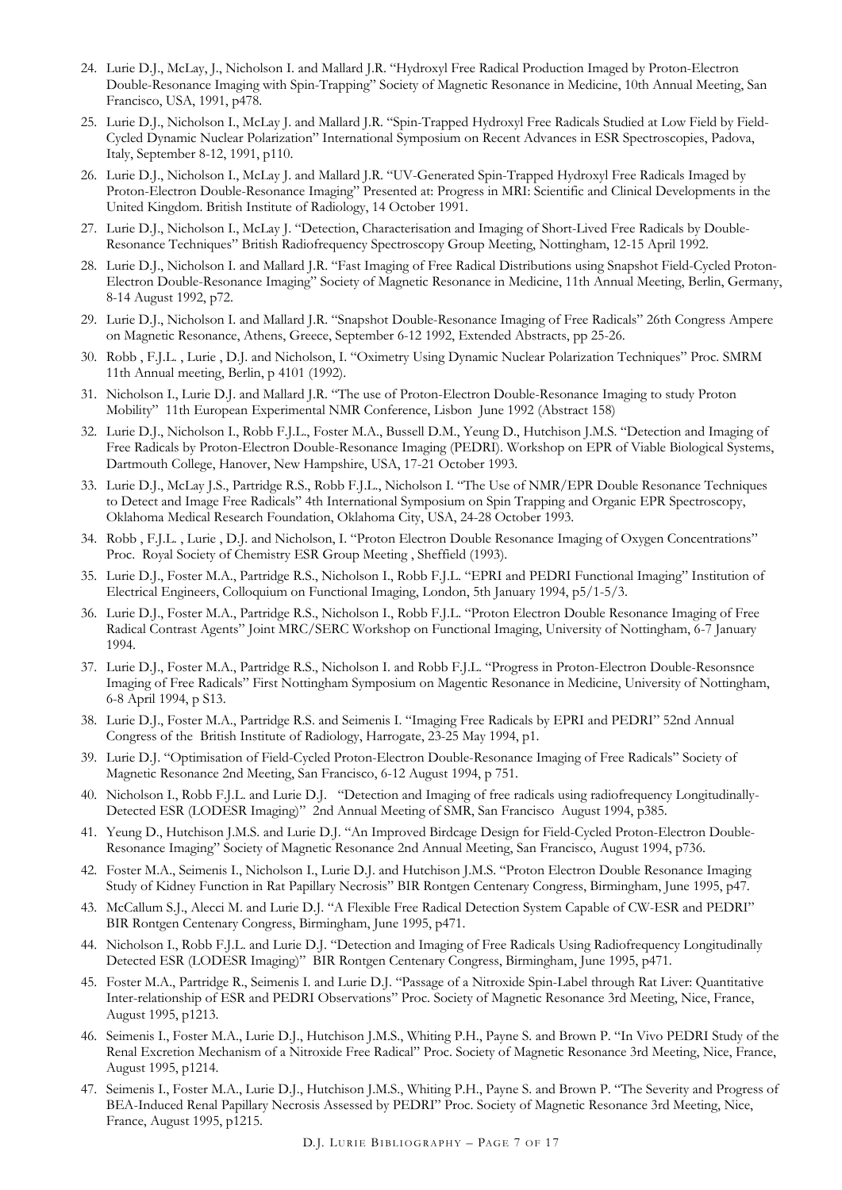24. Lurie D.J., McLay, J., Nicholson I. and Mallard J.R. "Hydroxyl Free Radical Production Imaged by Proton-Electron Double-Resonance Imaging with Spin-Trapping" Society of Magnetic Resonance in Medicine, 10th Annual Meeting, San Francisco, USA, 1991, p478.
25. Lurie D.J., Nicholson I., McLay J. and Mallard J.R. "Spin-Trapped Hydroxyl Free Radicals Studied at Low Field by Field-Cycled Dynamic Nuclear Polarization" International Symposium on Recent Advances in ESR Spectroscopies, Padova, Italy, September 8-12, 1991, p110.
26. Lurie D.J., Nicholson I., McLay J. and Mallard J.R. "UV-Generated Spin-Trapped Hydroxyl Free Radicals Imaged by Proton-Electron Double-Resonance Imaging" Presented at: Progress in MRI: Scientific and Clinical Developments in the United Kingdom. British Institute of Radiology, 14 October 1991.
27. Lurie D.J., Nicholson I., McLay J. "Detection, Characterisation and Imaging of Short-Lived Free Radicals by Double-Resonance Techniques" British Radiofrequency Spectroscopy Group Meeting, Nottingham, 12-15 April 1992.
28. Lurie D.J., Nicholson I. and Mallard J.R. "Fast Imaging of Free Radical Distributions using Snapshot Field-Cycled Proton-Electron Double-Resonance Imaging" Society of Magnetic Resonance in Medicine, 11th Annual Meeting, Berlin, Germany, 8-14 August 1992, p72.
29. Lurie D.J., Nicholson I. and Mallard J.R. "Snapshot Double-Resonance Imaging of Free Radicals" 26th Congress Ampere on Magnetic Resonance, Athens, Greece, September 6-12 1992, Extended Abstracts, pp 25-26.
30. Robb , F.J.L. , Lurie , D.J. and Nicholson, I. "Oximetry Using Dynamic Nuclear Polarization Techniques" Proc. SMRM 11th Annual meeting, Berlin, p 4101 (1992).
31. Nicholson I., Lurie D.J. and Mallard J.R. "The use of Proton-Electron Double-Resonance Imaging to study Proton Mobility" 11th European Experimental NMR Conference, Lisbon June 1992 (Abstract 158)
32. Lurie D.J., Nicholson I., Robb F.J.L., Foster M.A., Bussell D.M., Yeung D., Hutchison J.M.S. "Detection and Imaging of Free Radicals by Proton-Electron Double-Resonance Imaging (PEDRI). Workshop on EPR of Viable Biological Systems, Dartmouth College, Hanover, New Hampshire, USA, 17-21 October 1993.
33. Lurie D.J., McLay J.S., Partridge R.S., Robb F.J.L., Nicholson I. "The Use of NMR/EPR Double Resonance Techniques to Detect and Image Free Radicals" 4th International Symposium on Spin Trapping and Organic EPR Spectroscopy, Oklahoma Medical Research Foundation, Oklahoma City, USA, 24-28 October 1993.
34. Robb , F.J.L. , Lurie , D.J. and Nicholson, I. "Proton Electron Double Resonance Imaging of Oxygen Concentrations" Proc. Royal Society of Chemistry ESR Group Meeting , Sheffield (1993).
35. Lurie D.J., Foster M.A., Partridge R.S., Nicholson I., Robb F.J.L. "EPRI and PEDRI Functional Imaging" Institution of Electrical Engineers, Colloquium on Functional Imaging, London, 5th January 1994, p5/1-5/3.
36. Lurie D.J., Foster M.A., Partridge R.S., Nicholson I., Robb F.J.L. "Proton Electron Double Resonance Imaging of Free Radical Contrast Agents" Joint MRC/SERC Workshop on Functional Imaging, University of Nottingham, 6-7 January 1994.
37. Lurie D.J., Foster M.A., Partridge R.S., Nicholson I. and Robb F.J.L. "Progress in Proton-Electron Double-Resonsnce Imaging of Free Radicals" First Nottingham Symposium on Magentic Resonance in Medicine, University of Nottingham, 6-8 April 1994, p S13.
38. Lurie D.J., Foster M.A., Partridge R.S. and Seimenis I. "Imaging Free Radicals by EPRI and PEDRI" 52nd Annual Congress of the British Institute of Radiology, Harrogate, 23-25 May 1994, p1.
39. Lurie D.J. "Optimisation of Field-Cycled Proton-Electron Double-Resonance Imaging of Free Radicals" Society of Magnetic Resonance 2nd Meeting, San Francisco, 6-12 August 1994, p 751.
40. Nicholson I., Robb F.J.L. and Lurie D.J. "Detection and Imaging of free radicals using radiofrequency Longitudinally-Detected ESR (LODESR Imaging)" 2nd Annual Meeting of SMR, San Francisco August 1994, p385.
41. Yeung D., Hutchison J.M.S. and Lurie D.J. "An Improved Birdcage Design for Field-Cycled Proton-Electron Double-Resonance Imaging" Society of Magnetic Resonance 2nd Annual Meeting, San Francisco, August 1994, p736.
42. Foster M.A., Seimenis I., Nicholson I., Lurie D.J. and Hutchison J.M.S. "Proton Electron Double Resonance Imaging Study of Kidney Function in Rat Papillary Necrosis" BIR Rontgen Centenary Congress, Birmingham, June 1995, p47.
43. McCallum S.J., Alecci M. and Lurie D.J. "A Flexible Free Radical Detection System Capable of CW-ESR and PEDRI" BIR Rontgen Centenary Congress, Birmingham, June 1995, p471.
44. Nicholson I., Robb F.J.L. and Lurie D.J. "Detection and Imaging of Free Radicals Using Radiofrequency Longitudinally Detected ESR (LODESR Imaging)" BIR Rontgen Centenary Congress, Birmingham, June 1995, p471.
45. Foster M.A., Partridge R., Seimenis I. and Lurie D.J. "Passage of a Nitroxide Spin-Label through Rat Liver: Quantitative Inter-relationship of ESR and PEDRI Observations" Proc. Society of Magnetic Resonance 3rd Meeting, Nice, France, August 1995, p1213.
46. Seimenis I., Foster M.A., Lurie D.J., Hutchison J.M.S., Whiting P.H., Payne S. and Brown P. "In Vivo PEDRI Study of the Renal Excretion Mechanism of a Nitroxide Free Radical" Proc. Society of Magnetic Resonance 3rd Meeting, Nice, France, August 1995, p1214.
47. Seimenis I., Foster M.A., Lurie D.J., Hutchison J.M.S., Whiting P.H., Payne S. and Brown P. "The Severity and Progress of BEA-Induced Renal Papillary Necrosis Assessed by PEDRI" Proc. Society of Magnetic Resonance 3rd Meeting, Nice, France, August 1995, p1215.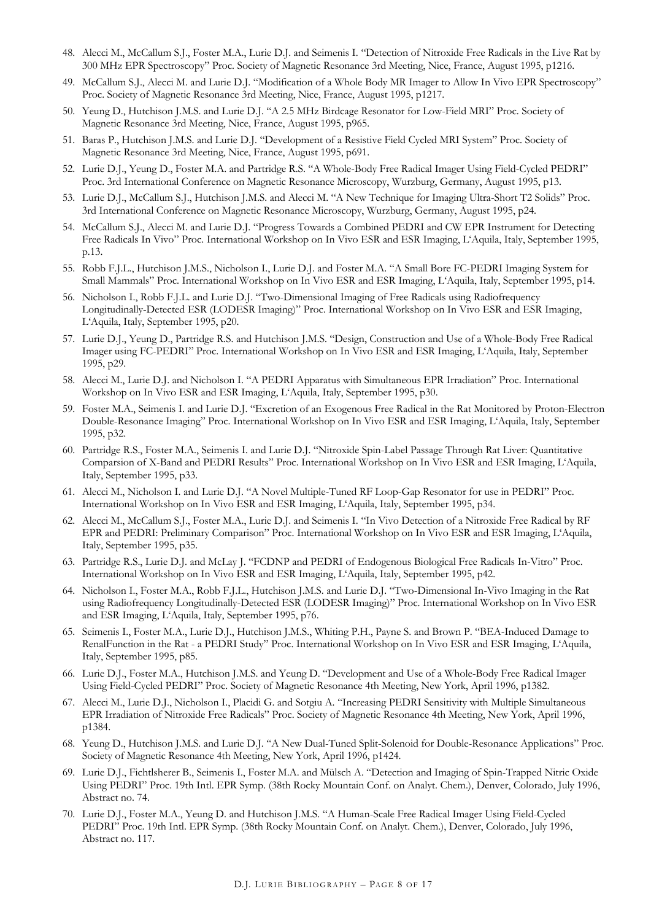48. Alecci M., McCallum S.J., Foster M.A., Lurie D.J. and Seimenis I. "Detection of Nitroxide Free Radicals in the Live Rat by 300 MHz EPR Spectroscopy" Proc. Society of Magnetic Resonance 3rd Meeting, Nice, France, August 1995, p1216.
49. McCallum S.J., Alecci M. and Lurie D.J. "Modification of a Whole Body MR Imager to Allow In Vivo EPR Spectroscopy" Proc. Society of Magnetic Resonance 3rd Meeting, Nice, France, August 1995, p1217.
50. Yeung D., Hutchison J.M.S. and Lurie D.J. "A 2.5 MHz Birdcage Resonator for Low-Field MRI" Proc. Society of Magnetic Resonance 3rd Meeting, Nice, France, August 1995, p965.
51. Baras P., Hutchison J.M.S. and Lurie D.J. "Development of a Resistive Field Cycled MRI System" Proc. Society of Magnetic Resonance 3rd Meeting, Nice, France, August 1995, p691.
52. Lurie D.J., Yeung D., Foster M.A. and Partridge R.S. "A Whole-Body Free Radical Imager Using Field-Cycled PEDRI" Proc. 3rd International Conference on Magnetic Resonance Microscopy, Wurzburg, Germany, August 1995, p13.
53. Lurie D.J., McCallum S.J., Hutchison J.M.S. and Alecci M. "A New Technique for Imaging Ultra-Short T2 Solids" Proc. 3rd International Conference on Magnetic Resonance Microscopy, Wurzburg, Germany, August 1995, p24.
54. McCallum S.J., Alecci M. and Lurie D.J. "Progress Towards a Combined PEDRI and CW EPR Instrument for Detecting Free Radicals In Vivo" Proc. International Workshop on In Vivo ESR and ESR Imaging, L'Aquila, Italy, September 1995, p.13.
55. Robb F.J.L., Hutchison J.M.S., Nicholson I., Lurie D.J. and Foster M.A. "A Small Bore FC-PEDRI Imaging System for Small Mammals" Proc. International Workshop on In Vivo ESR and ESR Imaging, L'Aquila, Italy, September 1995, p14.
56. Nicholson I., Robb F.J.L. and Lurie D.J. "Two-Dimensional Imaging of Free Radicals using Radiofrequency Longitudinally-Detected ESR (LODESR Imaging)" Proc. International Workshop on In Vivo ESR and ESR Imaging, L'Aquila, Italy, September 1995, p20.
57. Lurie D.J., Yeung D., Partridge R.S. and Hutchison J.M.S. "Design, Construction and Use of a Whole-Body Free Radical Imager using FC-PEDRI" Proc. International Workshop on In Vivo ESR and ESR Imaging, L'Aquila, Italy, September 1995, p29.
58. Alecci M., Lurie D.J. and Nicholson I. "A PEDRI Apparatus with Simultaneous EPR Irradiation" Proc. International Workshop on In Vivo ESR and ESR Imaging, L'Aquila, Italy, September 1995, p30.
59. Foster M.A., Seimenis I. and Lurie D.J. "Excretion of an Exogenous Free Radical in the Rat Monitored by Proton-Electron Double-Resonance Imaging" Proc. International Workshop on In Vivo ESR and ESR Imaging, L'Aquila, Italy, September 1995, p32.
60. Partridge R.S., Foster M.A., Seimenis I. and Lurie D.J. "Nitroxide Spin-Label Passage Through Rat Liver: Quantitative Comparsion of X-Band and PEDRI Results" Proc. International Workshop on In Vivo ESR and ESR Imaging, L'Aquila, Italy, September 1995, p33.
61. Alecci M., Nicholson I. and Lurie D.J. "A Novel Multiple-Tuned RF Loop-Gap Resonator for use in PEDRI" Proc. International Workshop on In Vivo ESR and ESR Imaging, L'Aquila, Italy, September 1995, p34.
62. Alecci M., McCallum S.J., Foster M.A., Lurie D.J. and Seimenis I. "In Vivo Detection of a Nitroxide Free Radical by RF EPR and PEDRI: Preliminary Comparison" Proc. International Workshop on In Vivo ESR and ESR Imaging, L'Aquila, Italy, September 1995, p35.
63. Partridge R.S., Lurie D.J. and McLay J. "FCDNP and PEDRI of Endogenous Biological Free Radicals In-Vitro" Proc. International Workshop on In Vivo ESR and ESR Imaging, L'Aquila, Italy, September 1995, p42.
64. Nicholson I., Foster M.A., Robb F.J.L., Hutchison J.M.S. and Lurie D.J. "Two-Dimensional In-Vivo Imaging in the Rat using Radiofrequency Longitudinally-Detected ESR (LODESR Imaging)" Proc. International Workshop on In Vivo ESR and ESR Imaging, L'Aquila, Italy, September 1995, p76.
65. Seimenis I., Foster M.A., Lurie D.J., Hutchison J.M.S., Whiting P.H., Payne S. and Brown P. "BEA-Induced Damage to RenalFunction in the Rat - a PEDRI Study" Proc. International Workshop on In Vivo ESR and ESR Imaging, L'Aquila, Italy, September 1995, p85.
66. Lurie D.J., Foster M.A., Hutchison J.M.S. and Yeung D. "Development and Use of a Whole-Body Free Radical Imager Using Field-Cycled PEDRI" Proc. Society of Magnetic Resonance 4th Meeting, New York, April 1996, p1382.
67. Alecci M., Lurie D.J., Nicholson I., Placidi G. and Sotgiu A. "Increasing PEDRI Sensitivity with Multiple Simultaneous EPR Irradiation of Nitroxide Free Radicals" Proc. Society of Magnetic Resonance 4th Meeting, New York, April 1996, p1384.
68. Yeung D., Hutchison J.M.S. and Lurie D.J. "A New Dual-Tuned Split-Solenoid for Double-Resonance Applications" Proc. Society of Magnetic Resonance 4th Meeting, New York, April 1996, p1424.
69. Lurie D.J., Fichtlsherer B., Seimenis I., Foster M.A. and Mülsch A. "Detection and Imaging of Spin-Trapped Nitric Oxide Using PEDRI" Proc. 19th Intl. EPR Symp. (38th Rocky Mountain Conf. on Analyt. Chem.), Denver, Colorado, July 1996, Abstract no. 74.
70. Lurie D.J., Foster M.A., Yeung D. and Hutchison J.M.S. "A Human-Scale Free Radical Imager Using Field-Cycled PEDRI" Proc. 19th Intl. EPR Symp. (38th Rocky Mountain Conf. on Analyt. Chem.), Denver, Colorado, July 1996, Abstract no. 117.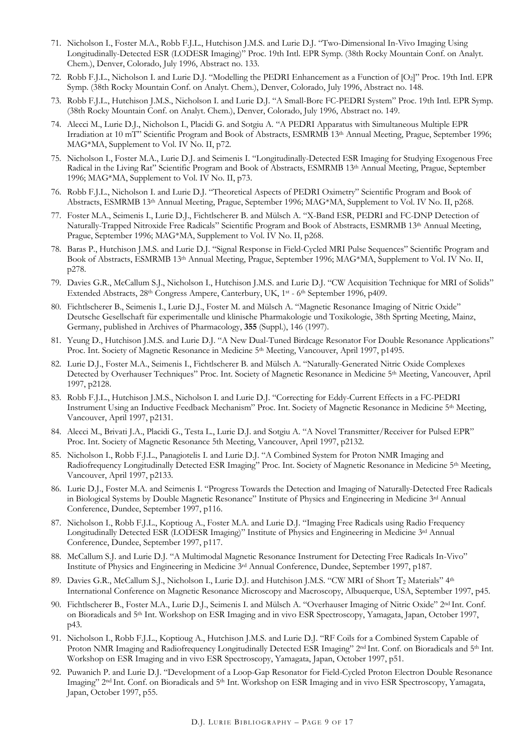71. Nicholson I., Foster M.A., Robb F.J.L., Hutchison J.M.S. and Lurie D.J. "Two-Dimensional In-Vivo Imaging Using Longitudinally-Detected ESR (LODESR Imaging)" Proc. 19th Intl. EPR Symp. (38th Rocky Mountain Conf. on Analyt. Chem.), Denver, Colorado, July 1996, Abstract no. 133.

72. Robb F.J.L., Nicholson I. and Lurie D.J. "Modelling the PEDRI Enhancement as a Function of [$O_2$]" Proc. 19th Intl. EPR Symp. (38th Rocky Mountain Conf. on Analyt. Chem.), Denver, Colorado, July 1996, Abstract no. 148.

73. Robb F.J.L., Hutchison J.M.S., Nicholson I. and Lurie D.J. "A Small-Bore FC-PEDRI System" Proc. 19th Intl. EPR Symp. (38th Rocky Mountain Conf. on Analyt. Chem.), Denver, Colorado, July 1996, Abstract no. 149.

74. Alecci M., Lurie D.J., Nicholson I., Placidi G. and Sotgiu A. "A PEDRI Apparatus with Simultaneous Multiple EPR Irradiation at 10 mT" Scientific Program and Book of Abstracts, ESMRMB 13th Annual Meeting, Prague, September 1996; MAG*MA, Supplement to Vol. IV No. II, p72.

75. Nicholson I., Foster M.A., Lurie D.J. and Seimenis I. "Longitudinally-Detected ESR Imaging for Studying Exogenous Free Radical in the Living Rat" Scientific Program and Book of Abstracts, ESMRMB 13th Annual Meeting, Prague, September 1996; MAG*MA, Supplement to Vol. IV No. II, p73.

76. Robb F.J.L., Nicholson I. and Lurie D.J. "Theoretical Aspects of PEDRI Oximetry" Scientific Program and Book of Abstracts, ESMRMB 13th Annual Meeting, Prague, September 1996; MAG*MA, Supplement to Vol. IV No. II, p268.

77. Foster M.A., Seimenis I., Lurie D.J., Fichtlscherer B. and Mülsch A. "X-Band ESR, PEDRI and FC-DNP Detection of Naturally-Trapped Nitroxide Free Radicals" Scientific Program and Book of Abstracts, ESMRMB 13th Annual Meeting, Prague, September 1996; MAG*MA, Supplement to Vol. IV No. II, p268.

78. Baras P., Hutchison J.M.S. and Lurie D.J. "Signal Response in Field-Cycled MRI Pulse Sequences" Scientific Program and Book of Abstracts, ESMRMB 13th Annual Meeting, Prague, September 1996; MAG*MA, Supplement to Vol. IV No. II, p278.

79. Davies G.R., McCallum S.J., Nicholson I., Hutchison J.M.S. and Lurie D.J. "CW Acquisition Technique for MRI of Solids" Extended Abstracts, 28th Congress Ampere, Canterbury, UK, 1st - 6th September 1996, p409.

80. Fichtlscherer B., Seimenis I., Lurie D.J., Foster M. and Mülsch A. "Magnetic Resonance Imaging of Nitric Oxide" Deutsche Gesellschaft für experimentalle und klinische Pharmakologie und Toxikologie, 38th Sprting Meeting, Mainz, Germany, published in Archives of Pharmacology, **355** (Suppl.), 146 (1997).

81. Yeung D., Hutchison J.M.S. and Lurie D.J. "A New Dual-Tuned Birdcage Resonator For Double Resonance Applications" Proc. Int. Society of Magnetic Resonance in Medicine 5th Meeting, Vancouver, April 1997, p1495.

82. Lurie D.J., Foster M.A., Seimenis I., Fichtlscherer B. and Mülsch A. "Naturally-Generated Nitric Oxide Complexes Detected by Overhauser Techniques" Proc. Int. Society of Magnetic Resonance in Medicine 5th Meeting, Vancouver, April 1997, p2128.

83. Robb F.J.L., Hutchison J.M.S., Nicholson I. and Lurie D.J. "Correcting for Eddy-Current Effects in a FC-PEDRI Instrument Using an Inductive Feedback Mechanism" Proc. Int. Society of Magnetic Resonance in Medicine 5th Meeting, Vancouver, April 1997, p2131.

84. Alecci M., Brivati J.A., Placidi G., Testa L., Lurie D.J. and Sotgiu A. "A Novel Transmitter/Receiver for Pulsed EPR" Proc. Int. Society of Magnetic Resonance 5th Meeting, Vancouver, April 1997, p2132.

85. Nicholson I., Robb F.J.L., Panagiotelis I. and Lurie D.J. "A Combined System for Proton NMR Imaging and Radiofrequency Longitudinally Detected ESR Imaging" Proc. Int. Society of Magnetic Resonance in Medicine 5th Meeting, Vancouver, April 1997, p2133.

86. Lurie D.J., Foster M.A. and Seimenis I. "Progress Towards the Detection and Imaging of Naturally-Detected Free Radicals in Biological Systems by Double Magnetic Resonance" Institute of Physics and Engineering in Medicine 3rd Annual Conference, Dundee, September 1997, p116.

87. Nicholson I., Robb F.J.L., Koptioug A., Foster M.A. and Lurie D.J. "Imaging Free Radicals using Radio Frequency Longitudinally Detected ESR (LODESR Imaging)" Institute of Physics and Engineering in Medicine 3rd Annual Conference, Dundee, September 1997, p117.

88. McCallum S.J. and Lurie D.J. "A Multimodal Magnetic Resonance Instrument for Detecting Free Radicals In-Vivo" Institute of Physics and Engineering in Medicine 3rd Annual Conference, Dundee, September 1997, p187.

89. Davies G.R., McCallum S.J., Nicholson I., Lurie D.J. and Hutchison J.M.S. "CW MRI of Short $T_2$ Materials" 4th International Conference on Magnetic Resonance Microscopy and Macroscopy, Albuquerque, USA, September 1997, p45.

90. Fichtlscherer B., Foster M.A., Lurie D.J., Seimenis I. and Mülsch A. "Overhauser Imaging of Nitric Oxide" 2nd Int. Conf. on Bioradicals and 5th Int. Workshop on ESR Imaging and in vivo ESR Spectroscopy, Yamagata, Japan, October 1997, p43.

91. Nicholson I., Robb F.J.L., Koptioug A., Hutchison J.M.S. and Lurie D.J. "RF Coils for a Combined System Capable of Proton NMR Imaging and Radiofrequency Longitudinally Detected ESR Imaging" 2nd Int. Conf. on Bioradicals and 5th Int. Workshop on ESR Imaging and in vivo ESR Spectroscopy, Yamagata, Japan, October 1997, p51.

92. Puwanich P. and Lurie D.J. "Development of a Loop-Gap Resonator for Field-Cycled Proton Electron Double Resonance Imaging" 2nd Int. Conf. on Bioradicals and 5th Int. Workshop on ESR Imaging and in vivo ESR Spectroscopy, Yamagata, Japan, October 1997, p55.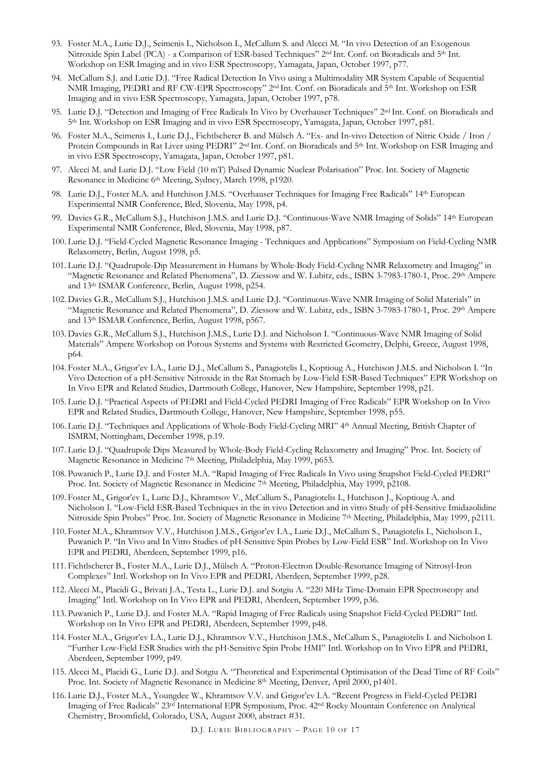93. Foster M.A., Lurie D.J., Seimenis I., Nicholson I., McCallum S. and Alecci M. "In vivo Detection of an Exogenous Nitroxide Spin Label (PCA) - a Comparison of ESR-based Techniques" 2nd Int. Conf. on Bioradicals and 5th Int. Workshop on ESR Imaging and in vivo ESR Spectroscopy, Yamagata, Japan, October 1997, p77.

94. McCallum S.J. and Lurie D.J. "Free Radical Detection In Vivo using a Multimodality MR System Capable of Sequential NMR Imaging, PEDRI and RF CW-EPR Spectroscopy" 2nd Int. Conf. on Bioradicals and 5th Int. Workshop on ESR Imaging and in vivo ESR Spectroscopy, Yamagata, Japan, October 1997, p78.

95. Lurie D.J. "Detection and Imaging of Free Radicals In Vivo by Overhauser Techniques" 2nd Int. Conf. on Bioradicals and 5th Int. Workshop on ESR Imaging and in vivo ESR Spectroscopy, Yamagata, Japan, October 1997, p81.

96. Foster M.A., Seimenis I., Lurie D.J., Fichtlscherer B. and Mülsch A. "Ex- and In-vivo Detection of Nitric Oxide / Iron / Protein Compounds in Rat Liver using PEDRI" 2nd Int. Conf. on Bioradicals and 5th Int. Workshop on ESR Imaging and in vivo ESR Spectroscopy, Yamagata, Japan, October 1997, p81.

97. Alecci M. and Lurie D.J. "Low Field (10 mT) Pulsed Dynamic Nuclear Polarisation" Proc. Int. Society of Magnetic Resonance in Medicine 6th Meeting, Sydney, March 1998, p1920.

98. Lurie D.J., Foster M.A. and Hutchison J.M.S. "Overhauser Techniques for Imaging Free Radicals" 14th European Experimental NMR Conference, Bled, Slovenia, May 1998, p4.

99. Davies G.R., McCallum S.J., Hutchison J.M.S. and Lurie D.J. "Continuous-Wave NMR Imaging of Solids" 14th European Experimental NMR Conference, Bled, Slovenia, May 1998, p87.

100. Lurie D.J. "Field-Cycled Magnetic Resonance Imaging - Techniques and Applications" Symposium on Field-Cycling NMR Relaxometry, Berlin, August 1998, p5.

101. Lurie D.J. "Quadrupole-Dip Measurement in Humans by Whole-Body Field-Cycling NMR Relaxometry and Imaging" in "Magnetic Resonance and Related Phenomena", D. Ziessow and W. Lubitz, eds., ISBN 3-7983-1780-1, Proc. 29th Ampere and 13th ISMAR Conference, Berlin, August 1998, p254.

102. Davies G.R., McCallum S.J., Hutchison J.M.S. and Lurie D.J. "Continuous-Wave NMR Imaging of Solid Materials" in "Magnetic Resonance and Related Phenomena", D. Ziessow and W. Lubitz, eds., ISBN 3-7983-1780-1, Proc. 29th Ampere and 13th ISMAR Conference, Berlin, August 1998, p567.

103. Davies G.R., McCallum S.J., Hutchison J.M.S., Lurie D.J. and Nicholson I. "Continuous-Wave NMR Imaging of Solid Materials" Ampere Workshop on Porous Systems and Systems with Restricted Geometry, Delphi, Greece, August 1998, p64.

104. Foster M.A., Grigor'ev I.A., Lurie D.J., McCallum S., Panagiotelis I., Koptioug A., Hutchison J.M.S. and Nicholson I. "In Vivo Detection of a pH-Sensitive Nitroxide in the Rat Stomach by Low-Field ESR-Based Techniques" EPR Workshop on In Vivo EPR and Related Studies, Dartmouth College, Hanover, New Hampshire, September 1998, p21.

105. Lurie D.J. "Practical Aspects of PEDRI and Field-Cycled PEDRI Imaging of Free Radicals" EPR Workshop on In Vivo EPR and Related Studies, Dartmouth College, Hanover, New Hampshire, September 1998, p55.

106. Lurie D.J. "Techniques and Applications of Whole-Body Field-Cycling MRI" 4th Annual Meeting, British Chapter of ISMRM, Nottingham, December 1998, p.19.

107. Lurie D.J. "Quadrupole Dips Measured by Whole-Body Field-Cycling Relaxometry and Imaging" Proc. Int. Society of Magnetic Resonance in Medicine 7th Meeting, Philadelphia, May 1999, p653.

108. Puwanich P., Lurie D.J. and Foster M.A. "Rapid Imaging of Free Radicals In Vivo using Snapshot Field-Cycled PEDRI" Proc. Int. Society of Magnetic Resonance in Medicine 7th Meeting, Philadelphia, May 1999, p2108.

109. Foster M., Grigor'ev I., Lurie D.J., Khramtsov V., McCallum S., Panagiotelis I., Hutchison J., Koptioug A. and Nicholson I. "Low-Field ESR-Based Techniques in the in vivo Detection and in vitro Study of pH-Sensitive Imidazolidine Nitroxide Spin Probes" Proc. Int. Society of Magnetic Resonance in Medicine 7th Meeting, Philadelphia, May 1999, p2111.

110. Foster M.A., Khramtsov V.V., Hutchison J.M.S., Grigor'ev I.A., Lurie D.J., McCallum S., Panagiotelis I., Nicholson I., Puwanich P. "In Vivo and In Vitro Studies of pH-Sensitive Spin Probes by Low-Field ESR" Intl. Workshop on In Vivo EPR and PEDRI, Aberdeen, September 1999, p16.

111. Fichtlscherer B., Foster M.A., Lurie D.J., Mülsch A. "Proton-Electron Double-Resonance Imaging of Nitrosyl-Iron Complexes" Intl. Workshop on In Vivo EPR and PEDRI, Aberdeen, September 1999, p28.

112. Alecci M., Placidi G., Brivati J.A., Testa L., Lurie D.J. and Sotgiu A. "220 MHz Time-Domain EPR Spectroscopy and Imaging" Intl. Workshop on In Vivo EPR and PEDRI, Aberdeen, September 1999, p36.

113. Puwanich P., Lurie D.J. and Foster M.A. "Rapid Imaging of Free Radicals using Snapshot Field-Cycled PEDRI" Intl. Workshop on In Vivo EPR and PEDRI, Aberdeen, September 1999, p48.

114. Foster M.A., Grigor'ev I.A., Lurie D.J., Khramtsov V.V., Hutchison J.M.S., McCallum S., Panagiotelis I. and Nicholson I. "Further Low-Field ESR Studies with the pH-Sensitive Spin Probe HMI" Intl. Workshop on In Vivo EPR and PEDRI, Aberdeen, September 1999, p49.

115. Alecci M., Placidi G., Lurie D.J. and Sotgiu A. "Theoretical and Experimental Optimisation of the Dead Time of RF Coils" Proc. Int. Society of Magnetic Resonance in Medicine 8th Meeting, Denver, April 2000, p1401.

116. Lurie D.J., Foster M.A., Youngdee W., Khramtsov V.V. and Grigor'ev I.A. "Recent Progress in Field-Cycled PEDRI Imaging of Free Radicals" 23rd International EPR Symposium, Proc. 42nd Rocky Mountain Conference on Analytical Chemistry, Broomfield, Colorado, USA, August 2000, abstract #31.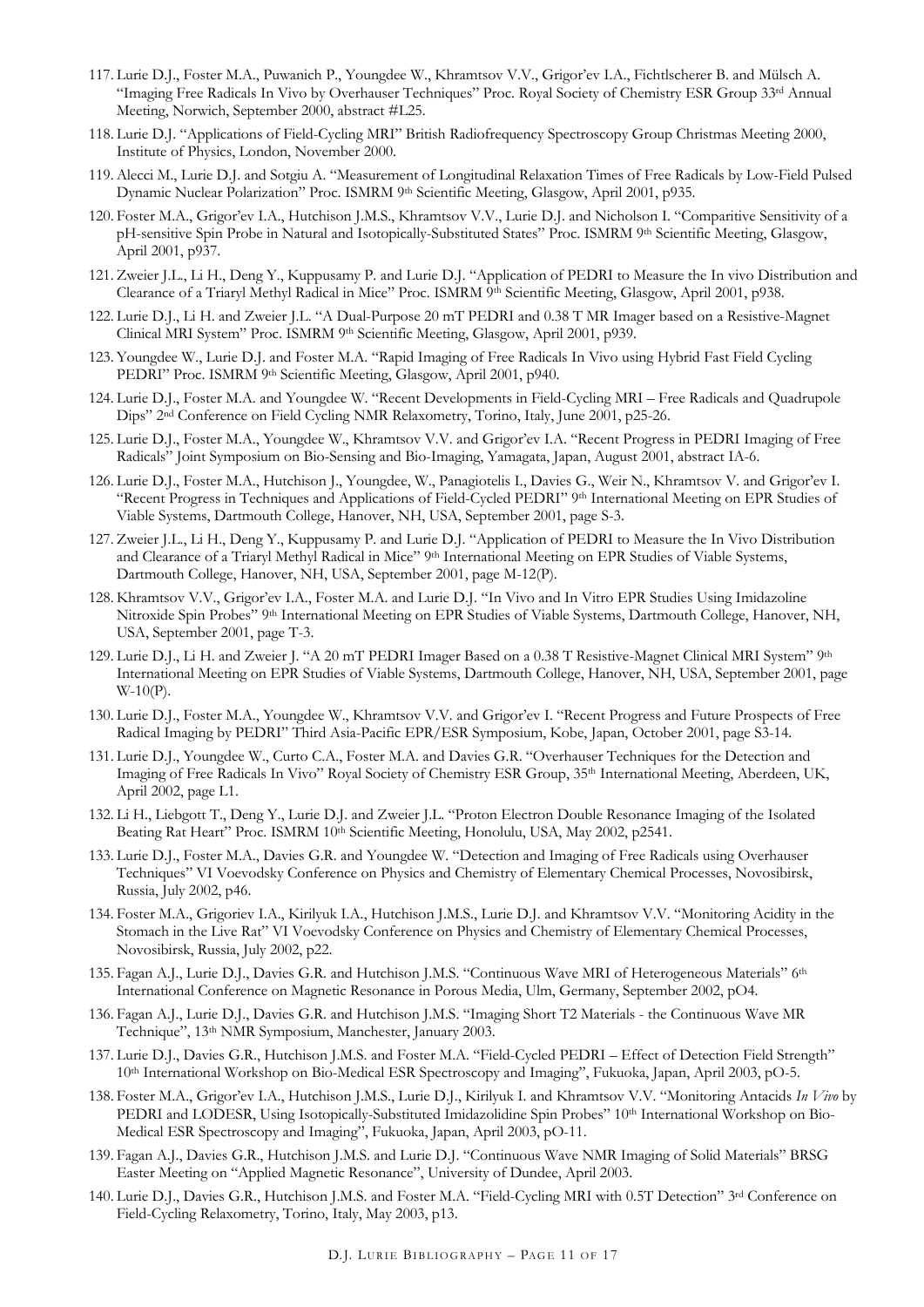117. Lurie D.J., Foster M.A., Puwanich P., Youngdee W., Khramtsov V.V., Grigor'ev I.A., Fichtlscherer B. and Mülsch A. "Imaging Free Radicals In Vivo by Overhauser Techniques" Proc. Royal Society of Chemistry ESR Group 33rd Annual Meeting, Norwich, September 2000, abstract #L25.
118. Lurie D.J. "Applications of Field-Cycling MRI" British Radiofrequency Spectroscopy Group Christmas Meeting 2000, Institute of Physics, London, November 2000.
119. Alecci M., Lurie D.J. and Sotgiu A. "Measurement of Longitudinal Relaxation Times of Free Radicals by Low-Field Pulsed Dynamic Nuclear Polarization" Proc. ISMRM 9th Scientific Meeting, Glasgow, April 2001, p935.
120. Foster M.A., Grigor'ev I.A., Hutchison J.M.S., Khramtsov V.V., Lurie D.J. and Nicholson I. "Comparitive Sensitivity of a pH-sensitive Spin Probe in Natural and Isotopically-Substituted States" Proc. ISMRM 9th Scientific Meeting, Glasgow, April 2001, p937.
121. Zweier J.L., Li H., Deng Y., Kuppusamy P. and Lurie D.J. "Application of PEDRI to Measure the In vivo Distribution and Clearance of a Triaryl Methyl Radical in Mice" Proc. ISMRM 9th Scientific Meeting, Glasgow, April 2001, p938.
122. Lurie D.J., Li H. and Zweier J.L. "A Dual-Purpose 20 mT PEDRI and 0.38 T MR Imager based on a Resistive-Magnet Clinical MRI System" Proc. ISMRM 9th Scientific Meeting, Glasgow, April 2001, p939.
123. Youngdee W., Lurie D.J. and Foster M.A. "Rapid Imaging of Free Radicals In Vivo using Hybrid Fast Field Cycling PEDRI" Proc. ISMRM 9th Scientific Meeting, Glasgow, April 2001, p940.
124. Lurie D.J., Foster M.A. and Youngdee W. "Recent Developments in Field-Cycling MRI – Free Radicals and Quadrupole Dips" 2nd Conference on Field Cycling NMR Relaxometry, Torino, Italy, June 2001, p25-26.
125. Lurie D.J., Foster M.A., Youngdee W., Khramtsov V.V. and Grigor'ev I.A. "Recent Progress in PEDRI Imaging of Free Radicals" Joint Symposium on Bio-Sensing and Bio-Imaging, Yamagata, Japan, August 2001, abstract IA-6.
126. Lurie D.J., Foster M.A., Hutchison J., Youngdee, W., Panagiotelis I., Davies G., Weir N., Khramtsov V. and Grigor'ev I. "Recent Progress in Techniques and Applications of Field-Cycled PEDRI" 9th International Meeting on EPR Studies of Viable Systems, Dartmouth College, Hanover, NH, USA, September 2001, page S-3.
127. Zweier J.L., Li H., Deng Y., Kuppusamy P. and Lurie D.J. "Application of PEDRI to Measure the In Vivo Distribution and Clearance of a Triaryl Methyl Radical in Mice" 9th International Meeting on EPR Studies of Viable Systems, Dartmouth College, Hanover, NH, USA, September 2001, page M-12(P).
128. Khramtsov V.V., Grigor'ev I.A., Foster M.A. and Lurie D.J. "In Vivo and In Vitro EPR Studies Using Imidazoline Nitroxide Spin Probes" 9th International Meeting on EPR Studies of Viable Systems, Dartmouth College, Hanover, NH, USA, September 2001, page T-3.
129. Lurie D.J., Li H. and Zweier J. "A 20 mT PEDRI Imager Based on a 0.38 T Resistive-Magnet Clinical MRI System" 9th International Meeting on EPR Studies of Viable Systems, Dartmouth College, Hanover, NH, USA, September 2001, page W-10(P).
130. Lurie D.J., Foster M.A., Youngdee W., Khramtsov V.V. and Grigor'ev I. "Recent Progress and Future Prospects of Free Radical Imaging by PEDRI" Third Asia-Pacific EPR/ESR Symposium, Kobe, Japan, October 2001, page S3-14.
131. Lurie D.J., Youngdee W., Curto C.A., Foster M.A. and Davies G.R. "Overhauser Techniques for the Detection and Imaging of Free Radicals In Vivo" Royal Society of Chemistry ESR Group, 35th International Meeting, Aberdeen, UK, April 2002, page L1.
132. Li H., Liebgott T., Deng Y., Lurie D.J. and Zweier J.L. "Proton Electron Double Resonance Imaging of the Isolated Beating Rat Heart" Proc. ISMRM 10th Scientific Meeting, Honolulu, USA, May 2002, p2541.
133. Lurie D.J., Foster M.A., Davies G.R. and Youngdee W. "Detection and Imaging of Free Radicals using Overhauser Techniques" VI Voevodsky Conference on Physics and Chemistry of Elementary Chemical Processes, Novosibirsk, Russia, July 2002, p46.
134. Foster M.A., Grigoriev I.A., Kirilyuk I.A., Hutchison J.M.S., Lurie D.J. and Khramtsov V.V. "Monitoring Acidity in the Stomach in the Live Rat" VI Voevodsky Conference on Physics and Chemistry of Elementary Chemical Processes, Novosibirsk, Russia, July 2002, p22.
135. Fagan A.J., Lurie D.J., Davies G.R. and Hutchison J.M.S. "Continuous Wave MRI of Heterogeneous Materials" 6th International Conference on Magnetic Resonance in Porous Media, Ulm, Germany, September 2002, pO4.
136. Fagan A.J., Lurie D.J., Davies G.R. and Hutchison J.M.S. "Imaging Short T2 Materials - the Continuous Wave MR Technique", 13th NMR Symposium, Manchester, January 2003.
137. Lurie D.J., Davies G.R., Hutchison J.M.S. and Foster M.A. "Field-Cycled PEDRI – Effect of Detection Field Strength" 10th International Workshop on Bio-Medical ESR Spectroscopy and Imaging", Fukuoka, Japan, April 2003, pO-5.
138. Foster M.A., Grigor'ev I.A., Hutchison J.M.S., Lurie D.J., Kirilyuk I. and Khramtsov V.V. "Monitoring Antacids *In Vivo* by PEDRI and LODESR, Using Isotopically-Substituted Imidazolidine Spin Probes" 10th International Workshop on Bio-Medical ESR Spectroscopy and Imaging", Fukuoka, Japan, April 2003, pO-11.
139. Fagan A.J., Davies G.R., Hutchison J.M.S. and Lurie D.J. "Continuous Wave NMR Imaging of Solid Materials" BRSG Easter Meeting on "Applied Magnetic Resonance", University of Dundee, April 2003.
140. Lurie D.J., Davies G.R., Hutchison J.M.S. and Foster M.A. "Field-Cycling MRI with 0.5T Detection" 3rd Conference on Field-Cycling Relaxometry, Torino, Italy, May 2003, p13.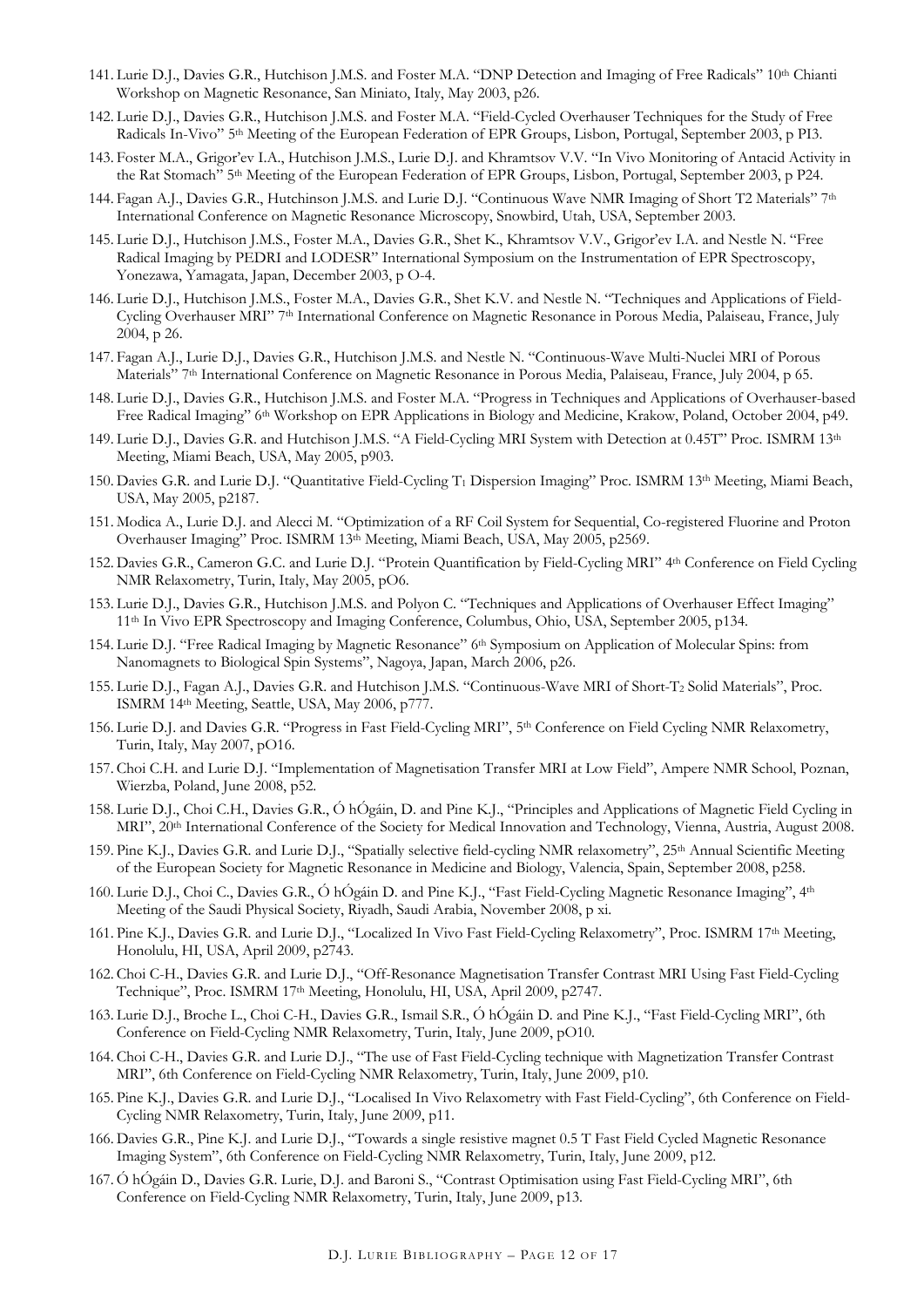141. Lurie D.J., Davies G.R., Hutchison J.M.S. and Foster M.A. "DNP Detection and Imaging of Free Radicals" 10th Chianti Workshop on Magnetic Resonance, San Miniato, Italy, May 2003, p26.
142. Lurie D.J., Davies G.R., Hutchison J.M.S. and Foster M.A. "Field-Cycled Overhauser Techniques for the Study of Free Radicals In-Vivo" 5th Meeting of the European Federation of EPR Groups, Lisbon, Portugal, September 2003, p PI3.
143. Foster M.A., Grigor'ev I.A., Hutchison J.M.S., Lurie D.J. and Khramtsov V.V. "In Vivo Monitoring of Antacid Activity in the Rat Stomach" 5th Meeting of the European Federation of EPR Groups, Lisbon, Portugal, September 2003, p P24.
144. Fagan A.J., Davies G.R., Hutchinson J.M.S. and Lurie D.J. "Continuous Wave NMR Imaging of Short T2 Materials" 7th International Conference on Magnetic Resonance Microscopy, Snowbird, Utah, USA, September 2003.
145. Lurie D.J., Hutchison J.M.S., Foster M.A., Davies G.R., Shet K., Khramtsov V.V., Grigor'ev I.A. and Nestle N. "Free Radical Imaging by PEDRI and LODESR" International Symposium on the Instrumentation of EPR Spectroscopy, Yonezawa, Yamagata, Japan, December 2003, p O-4.
146. Lurie D.J., Hutchison J.M.S., Foster M.A., Davies G.R., Shet K.V. and Nestle N. "Techniques and Applications of Field-Cycling Overhauser MRI" 7th International Conference on Magnetic Resonance in Porous Media, Palaiseau, France, July 2004, p 26.
147. Fagan A.J., Lurie D.J., Davies G.R., Hutchison J.M.S. and Nestle N. "Continuous-Wave Multi-Nuclei MRI of Porous Materials" 7th International Conference on Magnetic Resonance in Porous Media, Palaiseau, France, July 2004, p 65.
148. Lurie D.J., Davies G.R., Hutchison J.M.S. and Foster M.A. "Progress in Techniques and Applications of Overhauser-based Free Radical Imaging" 6th Workshop on EPR Applications in Biology and Medicine, Krakow, Poland, October 2004, p49.
149. Lurie D.J., Davies G.R. and Hutchison J.M.S. "A Field-Cycling MRI System with Detection at 0.45T" Proc. ISMRM 13th Meeting, Miami Beach, USA, May 2005, p903.
150. Davies G.R. and Lurie D.J. "Quantitative Field-Cycling $T_1$ Dispersion Imaging" Proc. ISMRM 13th Meeting, Miami Beach, USA, May 2005, p2187.
151. Modica A., Lurie D.J. and Alecci M. "Optimization of a RF Coil System for Sequential, Co-registered Fluorine and Proton Overhauser Imaging" Proc. ISMRM 13th Meeting, Miami Beach, USA, May 2005, p2569.
152. Davies G.R., Cameron G.C. and Lurie D.J. "Protein Quantification by Field-Cycling MRI" 4th Conference on Field Cycling NMR Relaxometry, Turin, Italy, May 2005, pO6.
153. Lurie D.J., Davies G.R., Hutchison J.M.S. and Polyon C. "Techniques and Applications of Overhauser Effect Imaging" 11th In Vivo EPR Spectroscopy and Imaging Conference, Columbus, Ohio, USA, September 2005, p134.
154. Lurie D.J. "Free Radical Imaging by Magnetic Resonance" 6th Symposium on Application of Molecular Spins: from Nanomagnets to Biological Spin Systems", Nagoya, Japan, March 2006, p26.
155. Lurie D.J., Fagan A.J., Davies G.R. and Hutchison J.M.S. "Continuous-Wave MRI of Short-$T_2$ Solid Materials", Proc. ISMRM 14th Meeting, Seattle, USA, May 2006, p777.
156. Lurie D.J. and Davies G.R. "Progress in Fast Field-Cycling MRI", 5th Conference on Field Cycling NMR Relaxometry, Turin, Italy, May 2007, pO16.
157. Choi C.H. and Lurie D.J. "Implementation of Magnetisation Transfer MRI at Low Field", Ampere NMR School, Poznan, Wierzba, Poland, June 2008, p52.
158. Lurie D.J., Choi C.H., Davies G.R., Ó hÓgáin, D. and Pine K.J., "Principles and Applications of Magnetic Field Cycling in MRI", 20th International Conference of the Society for Medical Innovation and Technology, Vienna, Austria, August 2008.
159. Pine K.J., Davies G.R. and Lurie D.J., "Spatially selective field-cycling NMR relaxometry", 25th Annual Scientific Meeting of the European Society for Magnetic Resonance in Medicine and Biology, Valencia, Spain, September 2008, p258.
160. Lurie D.J., Choi C., Davies G.R., Ó hÓgáin D. and Pine K.J., "Fast Field-Cycling Magnetic Resonance Imaging", 4th Meeting of the Saudi Physical Society, Riyadh, Saudi Arabia, November 2008, p xi.
161. Pine K.J., Davies G.R. and Lurie D.J., "Localized In Vivo Fast Field-Cycling Relaxometry", Proc. ISMRM 17th Meeting, Honolulu, HI, USA, April 2009, p2743.
162. Choi C-H., Davies G.R. and Lurie D.J., "Off-Resonance Magnetisation Transfer Contrast MRI Using Fast Field-Cycling Technique", Proc. ISMRM 17th Meeting, Honolulu, HI, USA, April 2009, p2747.
163. Lurie D.J., Broche L., Choi C-H., Davies G.R., Ismail S.R., Ó hÓgáin D. and Pine K.J., "Fast Field-Cycling MRI", 6th Conference on Field-Cycling NMR Relaxometry, Turin, Italy, June 2009, pO10.
164. Choi C-H., Davies G.R. and Lurie D.J., "The use of Fast Field-Cycling technique with Magnetization Transfer Contrast MRI", 6th Conference on Field-Cycling NMR Relaxometry, Turin, Italy, June 2009, p10.
165. Pine K.J., Davies G.R. and Lurie D.J., "Localised In Vivo Relaxometry with Fast Field-Cycling", 6th Conference on Field-Cycling NMR Relaxometry, Turin, Italy, June 2009, p11.
166. Davies G.R., Pine K.J. and Lurie D.J., "Towards a single resistive magnet 0.5 T Fast Field Cycled Magnetic Resonance Imaging System", 6th Conference on Field-Cycling NMR Relaxometry, Turin, Italy, June 2009, p12.
167. Ó hÓgáin D., Davies G.R. Lurie, D.J. and Baroni S., "Contrast Optimisation using Fast Field-Cycling MRI", 6th Conference on Field-Cycling NMR Relaxometry, Turin, Italy, June 2009, p13.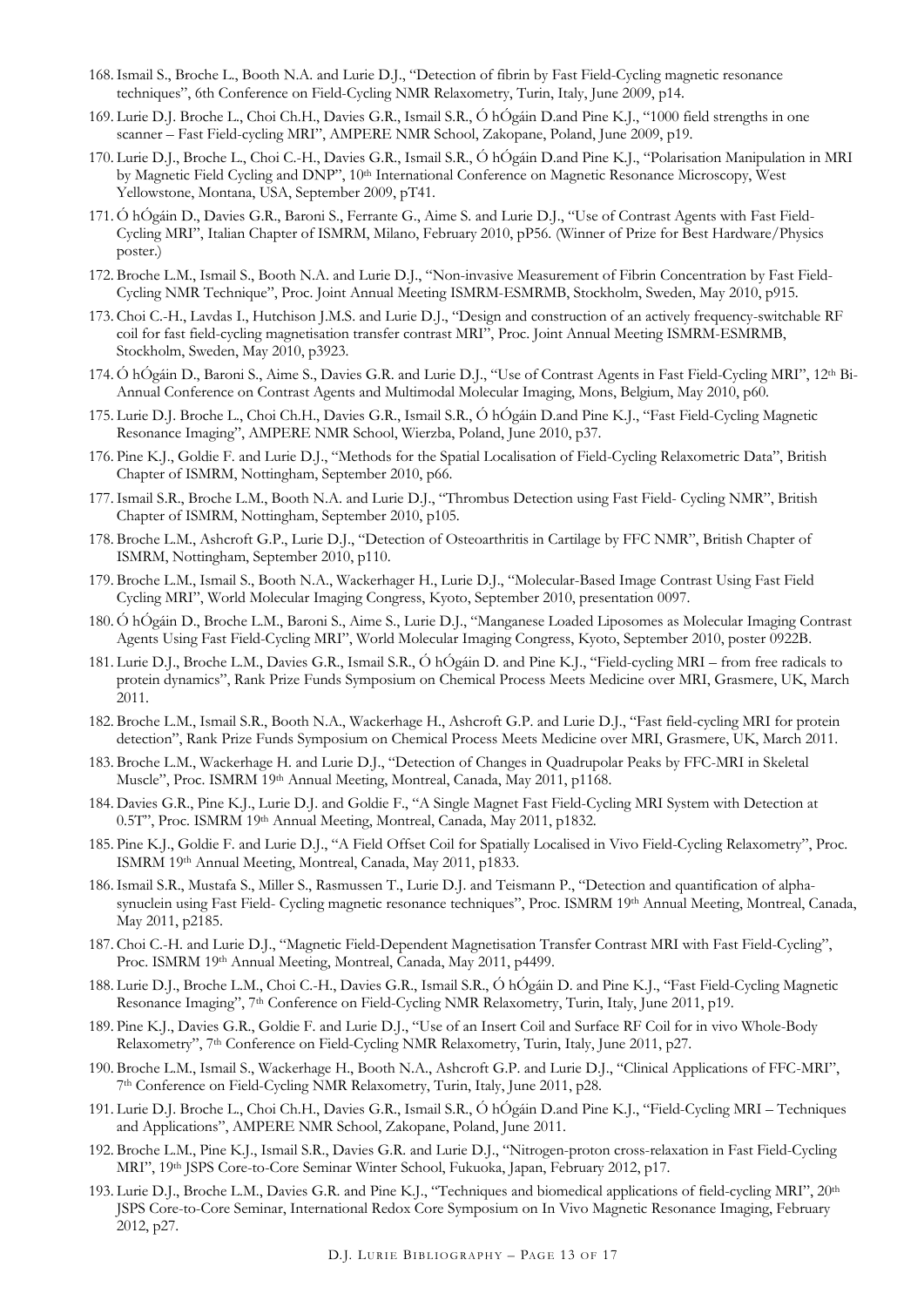168. Ismail S., Broche L., Booth N.A. and Lurie D.J., "Detection of fibrin by Fast Field-Cycling magnetic resonance techniques", 6th Conference on Field-Cycling NMR Relaxometry, Turin, Italy, June 2009, p14.

169. Lurie D.J. Broche L., Choi Ch.H., Davies G.R., Ismail S.R., Ó hÓgáin D.and Pine K.J., "1000 field strengths in one scanner – Fast Field-cycling MRI", AMPERE NMR School, Zakopane, Poland, June 2009, p19.

170. Lurie D.J., Broche L., Choi C.-H., Davies G.R., Ismail S.R., Ó hÓgáin D.and Pine K.J., "Polarisation Manipulation in MRI by Magnetic Field Cycling and DNP", 10th International Conference on Magnetic Resonance Microscopy, West Yellowstone, Montana, USA, September 2009, pT41.

171. Ó hÓgáin D., Davies G.R., Baroni S., Ferrante G., Aime S. and Lurie D.J., "Use of Contrast Agents with Fast Field-Cycling MRI", Italian Chapter of ISMRM, Milano, February 2010, pP56. (Winner of Prize for Best Hardware/Physics poster.)

172. Broche L.M., Ismail S., Booth N.A. and Lurie D.J., "Non-invasive Measurement of Fibrin Concentration by Fast Field-Cycling NMR Technique", Proc. Joint Annual Meeting ISMRM-ESMRMB, Stockholm, Sweden, May 2010, p915.

173. Choi C.-H., Lavdas I., Hutchison J.M.S. and Lurie D.J., "Design and construction of an actively frequency-switchable RF coil for fast field-cycling magnetisation transfer contrast MRI", Proc. Joint Annual Meeting ISMRM-ESMRMB, Stockholm, Sweden, May 2010, p3923.

174. Ó hÓgáin D., Baroni S., Aime S., Davies G.R. and Lurie D.J., "Use of Contrast Agents in Fast Field-Cycling MRI", 12th Bi-Annual Conference on Contrast Agents and Multimodal Molecular Imaging, Mons, Belgium, May 2010, p60.

175. Lurie D.J. Broche L., Choi Ch.H., Davies G.R., Ismail S.R., Ó hÓgáin D.and Pine K.J., "Fast Field-Cycling Magnetic Resonance Imaging", AMPERE NMR School, Wierzba, Poland, June 2010, p37.

176. Pine K.J., Goldie F. and Lurie D.J., "Methods for the Spatial Localisation of Field-Cycling Relaxometric Data", British Chapter of ISMRM, Nottingham, September 2010, p66.

177. Ismail S.R., Broche L.M., Booth N.A. and Lurie D.J., "Thrombus Detection using Fast Field- Cycling NMR", British Chapter of ISMRM, Nottingham, September 2010, p105.

178. Broche L.M., Ashcroft G.P., Lurie D.J., "Detection of Osteoarthritis in Cartilage by FFC NMR", British Chapter of ISMRM, Nottingham, September 2010, p110.

179. Broche L.M., Ismail S., Booth N.A., Wackerhager H., Lurie D.J., "Molecular-Based Image Contrast Using Fast Field Cycling MRI", World Molecular Imaging Congress, Kyoto, September 2010, presentation 0097.

180. Ó hÓgáin D., Broche L.M., Baroni S., Aime S., Lurie D.J., "Manganese Loaded Liposomes as Molecular Imaging Contrast Agents Using Fast Field-Cycling MRI", World Molecular Imaging Congress, Kyoto, September 2010, poster 0922B.

181. Lurie D.J., Broche L.M., Davies G.R., Ismail S.R., Ó hÓgáin D. and Pine K.J., "Field-cycling MRI – from free radicals to protein dynamics", Rank Prize Funds Symposium on Chemical Process Meets Medicine over MRI, Grasmere, UK, March 2011.

182. Broche L.M., Ismail S.R., Booth N.A., Wackerhage H., Ashcroft G.P. and Lurie D.J., "Fast field-cycling MRI for protein detection", Rank Prize Funds Symposium on Chemical Process Meets Medicine over MRI, Grasmere, UK, March 2011.

183. Broche L.M., Wackerhage H. and Lurie D.J., "Detection of Changes in Quadrupolar Peaks by FFC-MRI in Skeletal Muscle", Proc. ISMRM 19th Annual Meeting, Montreal, Canada, May 2011, p1168.

184. Davies G.R., Pine K.J., Lurie D.J. and Goldie F., "A Single Magnet Fast Field-Cycling MRI System with Detection at 0.5T", Proc. ISMRM 19th Annual Meeting, Montreal, Canada, May 2011, p1832.

185. Pine K.J., Goldie F. and Lurie D.J., "A Field Offset Coil for Spatially Localised in Vivo Field-Cycling Relaxometry", Proc. ISMRM 19th Annual Meeting, Montreal, Canada, May 2011, p1833.

186. Ismail S.R., Mustafa S., Miller S., Rasmussen T., Lurie D.J. and Teismann P., "Detection and quantification of alpha-synuclein using Fast Field- Cycling magnetic resonance techniques", Proc. ISMRM 19th Annual Meeting, Montreal, Canada, May 2011, p2185.

187. Choi C.-H. and Lurie D.J., "Magnetic Field-Dependent Magnetisation Transfer Contrast MRI with Fast Field-Cycling", Proc. ISMRM 19th Annual Meeting, Montreal, Canada, May 2011, p4499.

188. Lurie D.J., Broche L.M., Choi C.-H., Davies G.R., Ismail S.R., Ó hÓgáin D. and Pine K.J., "Fast Field-Cycling Magnetic Resonance Imaging", 7th Conference on Field-Cycling NMR Relaxometry, Turin, Italy, June 2011, p19.

189. Pine K.J., Davies G.R., Goldie F. and Lurie D.J., "Use of an Insert Coil and Surface RF Coil for in vivo Whole-Body Relaxometry", 7th Conference on Field-Cycling NMR Relaxometry, Turin, Italy, June 2011, p27.

190. Broche L.M., Ismail S., Wackerhage H., Booth N.A., Ashcroft G.P. and Lurie D.J., "Clinical Applications of FFC-MRI", 7th Conference on Field-Cycling NMR Relaxometry, Turin, Italy, June 2011, p28.

191. Lurie D.J. Broche L., Choi Ch.H., Davies G.R., Ismail S.R., Ó hÓgáin D.and Pine K.J., "Field-Cycling MRI – Techniques and Applications", AMPERE NMR School, Zakopane, Poland, June 2011.

192. Broche L.M., Pine K.J., Ismail S.R., Davies G.R. and Lurie D.J., "Nitrogen-proton cross-relaxation in Fast Field-Cycling MRI", 19th JSPS Core-to-Core Seminar Winter School, Fukuoka, Japan, February 2012, p17.

193. Lurie D.J., Broche L.M., Davies G.R. and Pine K.J., "Techniques and biomedical applications of field-cycling MRI", 20th JSPS Core-to-Core Seminar, International Redox Core Symposium on In Vivo Magnetic Resonance Imaging, February 2012, p27.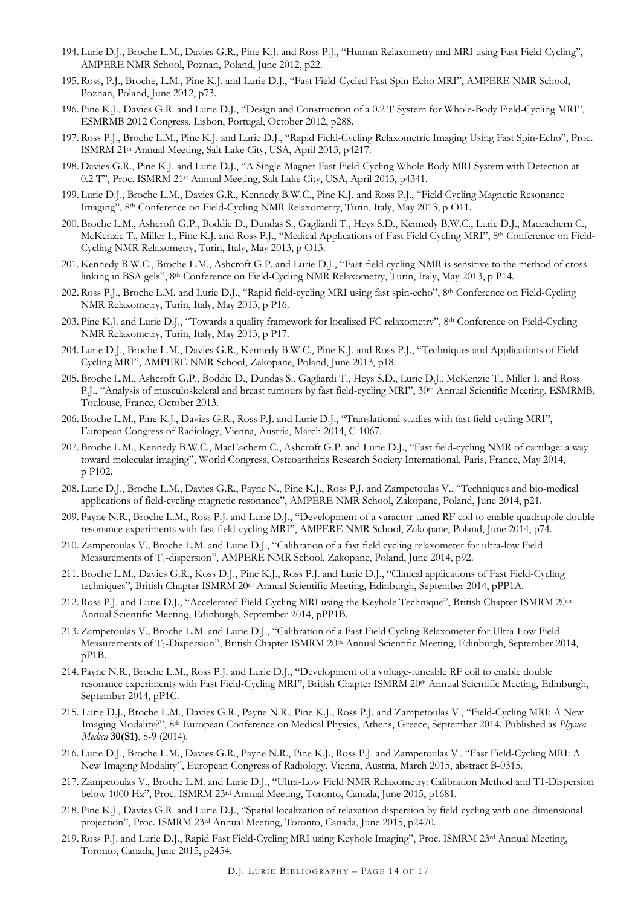194. Lurie D.J., Broche L.M., Davies G.R., Pine K.J. and Ross P.J., "Human Relaxometry and MRI using Fast Field-Cycling", AMPERE NMR School, Poznan, Poland, June 2012, p22.

195. Ross, P.J., Broche, L.M., Pine K.J. and Lurie D.J., "Fast Field-Cycled Fast Spin-Echo MRI", AMPERE NMR School, Poznan, Poland, June 2012, p73.

196. Pine K.J., Davies G.R. and Lurie D.J., "Design and Construction of a 0.2 T System for Whole-Body Field-Cycling MRI", ESMRMB 2012 Congress, Lisbon, Portugal, October 2012, p288.

197. Ross P.J., Broche L.M., Pine K.J. and Lurie D.J., "Rapid Field-Cycling Relaxometric Imaging Using Fast Spin-Echo", Proc. ISMRM 21st Annual Meeting, Salt Lake City, USA, April 2013, p4217.

198. Davies G.R., Pine K.J. and Lurie D.J., "A Single-Magnet Fast Field-Cycling Whole-Body MRI System with Detection at 0.2 T", Proc. ISMRM 21st Annual Meeting, Salt Lake City, USA, April 2013, p4341.

199. Lurie D.J., Broche L.M., Davies G.R., Kennedy B.W.C., Pine K.J. and Ross P.J., "Field Cycling Magnetic Resonance Imaging", 8th Conference on Field-Cycling NMR Relaxometry, Turin, Italy, May 2013, p O11.

200. Broche L.M., Ashcroft G.P., Boddie D., Dundas S., Gagliardi T., Heys S.D., Kennedy B.W.C., Lurie D.J., Maceachern C., McKenzie T., Miller I., Pine K.J. and Ross P.J., "Medical Applications of Fast Field Cycling MRI", 8th Conference on Field-Cycling NMR Relaxometry, Turin, Italy, May 2013, p O13.

201. Kennedy B.W.C., Broche L.M., Ashcroft G.P. and Lurie D.J., "Fast-field cycling NMR is sensitive to the method of cross-linking in BSA gels", 8th Conference on Field-Cycling NMR Relaxometry, Turin, Italy, May 2013, p P14.

202. Ross P.J., Broche L.M. and Lurie D.J., "Rapid field-cycling MRI using fast spin-echo", 8th Conference on Field-Cycling NMR Relaxometry, Turin, Italy, May 2013, p P16.

203. Pine K.J. and Lurie D.J., "Towards a quality framework for localized FC relaxometry", 8th Conference on Field-Cycling NMR Relaxometry, Turin, Italy, May 2013, p P17.

204. Lurie D.J., Broche L.M., Davies G.R., Kennedy B.W.C., Pine K.J. and Ross P.J., "Techniques and Applications of Field-Cycling MRI", AMPERE NMR School, Zakopane, Poland, June 2013, p18.

205. Broche L.M., Ashcroft G.P., Boddie D., Dundas S., Gagliardi T., Heys S.D., Lurie D.J., McKenzie T., Miller I. and Ross P.J., "Analysis of musculoskeletal and breast tumours by fast field-cycling MRI", 30th Annual Scientific Meeting, ESMRMB, Toulouse, France, October 2013.

206. Broche L.M., Pine K.J., Davies G.R., Ross P.J. and Lurie D.J., "Translational studies with fast field-cycling MRI", European Congress of Radiology, Vienna, Austria, March 2014, C-1067.

207. Broche L.M., Kennedy B.W.C., MacEachern C., Ashcroft G.P. and Lurie D.J., "Fast field-cycling NMR of cartilage: a way toward molecular imaging", World Congress, Osteoarthritis Research Society International, Paris, France, May 2014, p P102.

208. Lurie D.J., Broche L.M., Davies G.R., Payne N., Pine K.J., Ross P.J. and Zampetoulas V., "Techniques and bio-medical applications of field-cycling magnetic resonance", AMPERE NMR School, Zakopane, Poland, June 2014, p21.

209. Payne N.R., Broche L.M., Ross P.J. and Lurie D.J., "Development of a varactor-tuned RF coil to enable quadrupole double resonance experiments with fast field-cycling MRI", AMPERE NMR School, Zakopane, Poland, June 2014, p74.

210. Zampetoulas V., Broche L.M. and Lurie D.J., "Calibration of a fast field cycling relaxometer for ultra-low Field Measurements of $T_1$-dispersion", AMPERE NMR School, Zakopane, Poland, June 2014, p92.

211. Broche L.M., Davies G.R., Koss D.J., Pine K.J., Ross P.J. and Lurie D.J., "Clinical applications of Fast Field-Cycling techniques", British Chapter ISMRM 20th Annual Scientific Meeting, Edinburgh, September 2014, pPP1A.

212. Ross P.J. and Lurie D.J., "Accelerated Field-Cycling MRI using the Keyhole Technique", British Chapter ISMRM 20th Annual Scientific Meeting, Edinburgh, September 2014, pPP1B.

213. Zampetoulas V., Broche L.M. and Lurie D.J., "Calibration of a Fast Field Cycling Relaxometer for Ultra-Low Field Measurements of $T_1$-Dispersion", British Chapter ISMRM 20th Annual Scientific Meeting, Edinburgh, September 2014, pP1B.

214. Payne N.R., Broche L.M., Ross P.J. and Lurie D.J., "Development of a voltage-tuneable RF coil to enable double resonance experiments with Fast Field-Cycling MRI", British Chapter ISMRM 20th Annual Scientific Meeting, Edinburgh, September 2014, pP1C.

215. Lurie D.J., Broche L.M., Davies G.R., Payne N.R., Pine K.J., Ross P.J. and Zampetoulas V., "Field-Cycling MRI: A New Imaging Modality?", 8th European Conference on Medical Physics, Athens, Greece, September 2014. Published as *Physica Medica* **30(S1)**, 8-9 (2014).

216. Lurie D.J., Broche L.M., Davies G.R., Payne N.R., Pine K.J., Ross P.J. and Zampetoulas V., "Fast Field-Cycling MRI: A New Imaging Modality", European Congress of Radiology, Vienna, Austria, March 2015, abstract B-0315.

217. Zampetoulas V., Broche L.M. and Lurie D.J., "Ultra-Low Field NMR Relaxometry: Calibration Method and T1-Dispersion below 1000 Hz", Proc. ISMRM 23rd Annual Meeting, Toronto, Canada, June 2015, p1681.

218. Pine K.J., Davies G.R. and Lurie D.J., "Spatial localization of relaxation dispersion by field-cycling with one-dimensional projection", Proc. ISMRM 23rd Annual Meeting, Toronto, Canada, June 2015, p2470.

219. Ross P.J. and Lurie D.J., Rapid Fast Field-Cycling MRI using Keyhole Imaging", Proc. ISMRM 23rd Annual Meeting, Toronto, Canada, June 2015, p2454.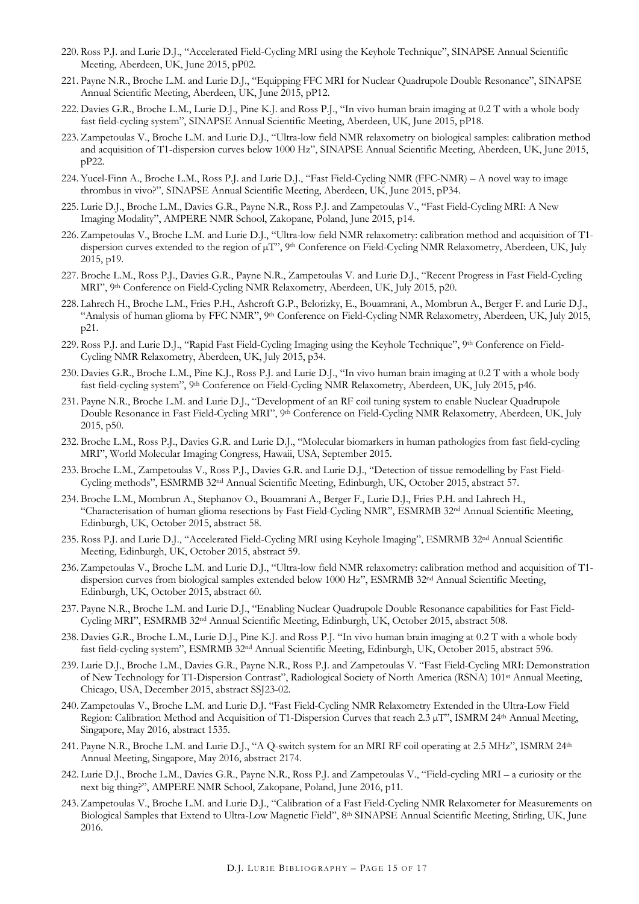220. Ross P.J. and Lurie D.J., "Accelerated Field-Cycling MRI using the Keyhole Technique", SINAPSE Annual Scientific Meeting, Aberdeen, UK, June 2015, pP02.

221. Payne N.R., Broche L.M. and Lurie D.J., "Equipping FFC MRI for Nuclear Quadrupole Double Resonance", SINAPSE Annual Scientific Meeting, Aberdeen, UK, June 2015, pP12.

222. Davies G.R., Broche L.M., Lurie D.J., Pine K.J. and Ross P.J., "In vivo human brain imaging at 0.2 T with a whole body fast field-cycling system", SINAPSE Annual Scientific Meeting, Aberdeen, UK, June 2015, pP18.

223. Zampetoulas V., Broche L.M. and Lurie D.J., "Ultra-low field NMR relaxometry on biological samples: calibration method and acquisition of T1-dispersion curves below 1000 Hz", SINAPSE Annual Scientific Meeting, Aberdeen, UK, June 2015, pP22.

224. Yucel-Finn A., Broche L.M., Ross P.J. and Lurie D.J., "Fast Field-Cycling NMR (FFC-NMR) – A novel way to image thrombus in vivo?", SINAPSE Annual Scientific Meeting, Aberdeen, UK, June 2015, pP34.

225. Lurie D.J., Broche L.M., Davies G.R., Payne N.R., Ross P.J. and Zampetoulas V., "Fast Field-Cycling MRI: A New Imaging Modality", AMPERE NMR School, Zakopane, Poland, June 2015, p14.

226. Zampetoulas V., Broche L.M. and Lurie D.J., "Ultra-low field NMR relaxometry: calibration method and acquisition of T1-dispersion curves extended to the region of μT", 9th Conference on Field-Cycling NMR Relaxometry, Aberdeen, UK, July 2015, p19.

227. Broche L.M., Ross P.J., Davies G.R., Payne N.R., Zampetoulas V. and Lurie D.J., "Recent Progress in Fast Field-Cycling MRI", 9th Conference on Field-Cycling NMR Relaxometry, Aberdeen, UK, July 2015, p20.

228. Lahrech H., Broche L.M., Fries P.H., Ashcroft G.P., Belorizky, E., Bouamrani, A., Mombrun A., Berger F. and Lurie D.J., "Analysis of human glioma by FFC NMR", 9th Conference on Field-Cycling NMR Relaxometry, Aberdeen, UK, July 2015, p21.

229. Ross P.J. and Lurie D.J., "Rapid Fast Field-Cycling Imaging using the Keyhole Technique", 9th Conference on Field-Cycling NMR Relaxometry, Aberdeen, UK, July 2015, p34.

230. Davies G.R., Broche L.M., Pine K.J., Ross P.J. and Lurie D.J., "In vivo human brain imaging at 0.2 T with a whole body fast field-cycling system", 9th Conference on Field-Cycling NMR Relaxometry, Aberdeen, UK, July 2015, p46.

231. Payne N.R., Broche L.M. and Lurie D.J., "Development of an RF coil tuning system to enable Nuclear Quadrupole Double Resonance in Fast Field-Cycling MRI", 9th Conference on Field-Cycling NMR Relaxometry, Aberdeen, UK, July 2015, p50.

232. Broche L.M., Ross P.J., Davies G.R. and Lurie D.J., "Molecular biomarkers in human pathologies from fast field-cycling MRI", World Molecular Imaging Congress, Hawaii, USA, September 2015.

233. Broche L.M., Zampetoulas V., Ross P.J., Davies G.R. and Lurie D.J., "Detection of tissue remodelling by Fast Field-Cycling methods", ESMRMB 32nd Annual Scientific Meeting, Edinburgh, UK, October 2015, abstract 57.

234. Broche L.M., Mombrun A., Stephanov O., Bouamrani A., Berger F., Lurie D.J., Fries P.H. and Lahrech H., "Characterisation of human glioma resections by Fast Field-Cycling NMR", ESMRMB 32nd Annual Scientific Meeting, Edinburgh, UK, October 2015, abstract 58.

235. Ross P.J. and Lurie D.J., "Accelerated Field-Cycling MRI using Keyhole Imaging", ESMRMB 32nd Annual Scientific Meeting, Edinburgh, UK, October 2015, abstract 59.

236. Zampetoulas V., Broche L.M. and Lurie D.J., "Ultra-low field NMR relaxometry: calibration method and acquisition of T1-dispersion curves from biological samples extended below 1000 Hz", ESMRMB 32nd Annual Scientific Meeting, Edinburgh, UK, October 2015, abstract 60.

237. Payne N.R., Broche L.M. and Lurie D.J., "Enabling Nuclear Quadrupole Double Resonance capabilities for Fast Field-Cycling MRI", ESMRMB 32nd Annual Scientific Meeting, Edinburgh, UK, October 2015, abstract 508.

238. Davies G.R., Broche L.M., Lurie D.J., Pine K.J. and Ross P.J. "In vivo human brain imaging at 0.2 T with a whole body fast field-cycling system", ESMRMB 32nd Annual Scientific Meeting, Edinburgh, UK, October 2015, abstract 596.

239. Lurie D.J., Broche L.M., Davies G.R., Payne N.R., Ross P.J. and Zampetoulas V. "Fast Field-Cycling MRI: Demonstration of New Technology for T1-Dispersion Contrast", Radiological Society of North America (RSNA) 101st Annual Meeting, Chicago, USA, December 2015, abstract SSJ23-02.

240. Zampetoulas V., Broche L.M. and Lurie D.J. "Fast Field-Cycling NMR Relaxometry Extended in the Ultra-Low Field Region: Calibration Method and Acquisition of T1-Dispersion Curves that reach 2.3 μT", ISMRM 24th Annual Meeting, Singapore, May 2016, abstract 1535.

241. Payne N.R., Broche L.M. and Lurie D.J., "A Q-switch system for an MRI RF coil operating at 2.5 MHz", ISMRM 24th Annual Meeting, Singapore, May 2016, abstract 2174.

242. Lurie D.J., Broche L.M., Davies G.R., Payne N.R., Ross P.J. and Zampetoulas V., "Field-cycling MRI – a curiosity or the next big thing?", AMPERE NMR School, Zakopane, Poland, June 2016, p11.

243. Zampetoulas V., Broche L.M. and Lurie D.J., "Calibration of a Fast Field-Cycling NMR Relaxometer for Measurements on Biological Samples that Extend to Ultra-Low Magnetic Field", 8th SINAPSE Annual Scientific Meeting, Stirling, UK, June 2016.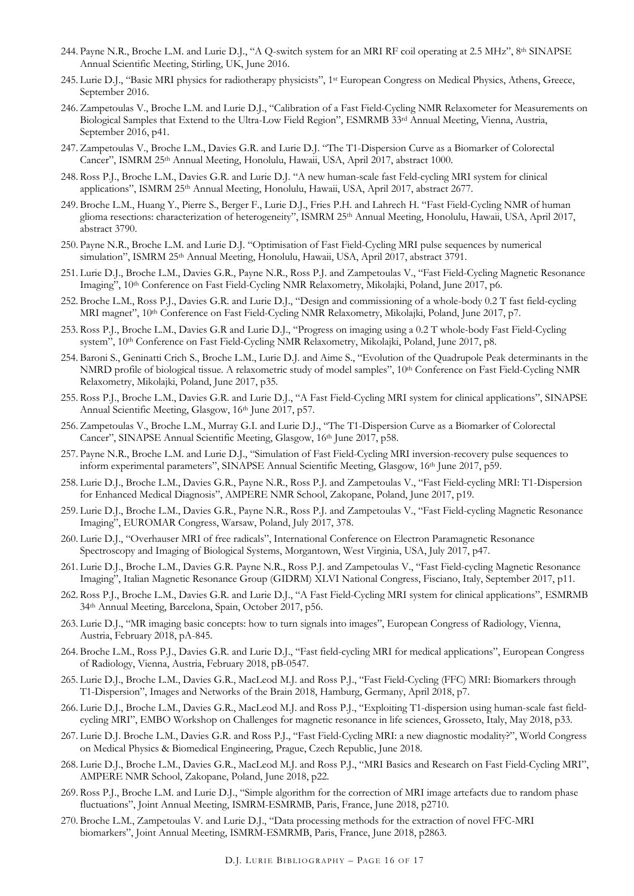244. Payne N.R., Broche L.M. and Lurie D.J., "A Q-switch system for an MRI RF coil operating at 2.5 MHz", 8th SINAPSE Annual Scientific Meeting, Stirling, UK, June 2016.

245. Lurie D.J., "Basic MRI physics for radiotherapy physicists", 1st European Congress on Medical Physics, Athens, Greece, September 2016.

246. Zampetoulas V., Broche L.M. and Lurie D.J., "Calibration of a Fast Field-Cycling NMR Relaxometer for Measurements on Biological Samples that Extend to the Ultra-Low Field Region", ESMRMB 33rd Annual Meeting, Vienna, Austria, September 2016, p41.

247. Zampetoulas V., Broche L.M., Davies G.R. and Lurie D.J. "The T1-Dispersion Curve as a Biomarker of Colorectal Cancer", ISMRM 25th Annual Meeting, Honolulu, Hawaii, USA, April 2017, abstract 1000.

248. Ross P.J., Broche L.M., Davies G.R. and Lurie D.J. "A new human-scale fast Feld-cycling MRI system for clinical applications", ISMRM 25th Annual Meeting, Honolulu, Hawaii, USA, April 2017, abstract 2677.

249. Broche L.M., Huang Y., Pierre S., Berger F., Lurie D.J., Fries P.H. and Lahrech H. "Fast Field-Cycling NMR of human glioma resections: characterization of heterogeneity", ISMRM 25th Annual Meeting, Honolulu, Hawaii, USA, April 2017, abstract 3790.

250. Payne N.R., Broche L.M. and Lurie D.J. "Optimisation of Fast Field-Cycling MRI pulse sequences by numerical simulation", ISMRM 25th Annual Meeting, Honolulu, Hawaii, USA, April 2017, abstract 3791.

251. Lurie D.J., Broche L.M., Davies G.R., Payne N.R., Ross P.J. and Zampetoulas V., "Fast Field-Cycling Magnetic Resonance Imaging", 10th Conference on Fast Field-Cycling NMR Relaxometry, Mikolajki, Poland, June 2017, p6.

252. Broche L.M., Ross P.J., Davies G.R. and Lurie D.J., "Design and commissioning of a whole-body 0.2 T fast field-cycling MRI magnet", 10th Conference on Fast Field-Cycling NMR Relaxometry, Mikolajki, Poland, June 2017, p7.

253. Ross P.J., Broche L.M., Davies G.R and Lurie D.J., "Progress on imaging using a 0.2 T whole-body Fast Field-Cycling system", 10th Conference on Fast Field-Cycling NMR Relaxometry, Mikolajki, Poland, June 2017, p8.

254. Baroni S., Geninatti Crich S., Broche L.M., Lurie D.J. and Aime S., "Evolution of the Quadrupole Peak determinants in the NMRD profile of biological tissue. A relaxometric study of model samples", 10th Conference on Fast Field-Cycling NMR Relaxometry, Mikolajki, Poland, June 2017, p35.

255. Ross P.J., Broche L.M., Davies G.R. and Lurie D.J., "A Fast Field-Cycling MRI system for clinical applications", SINAPSE Annual Scientific Meeting, Glasgow, 16th June 2017, p57.

256. Zampetoulas V., Broche L.M., Murray G.I. and Lurie D.J., "The T1-Dispersion Curve as a Biomarker of Colorectal Cancer", SINAPSE Annual Scientific Meeting, Glasgow, 16th June 2017, p58.

257. Payne N.R., Broche L.M. and Lurie D.J., "Simulation of Fast Field-Cycling MRI inversion-recovery pulse sequences to inform experimental parameters", SINAPSE Annual Scientific Meeting, Glasgow, 16th June 2017, p59.

258. Lurie D.J., Broche L.M., Davies G.R., Payne N.R., Ross P.J. and Zampetoulas V., "Fast Field-cycling MRI: T1-Dispersion for Enhanced Medical Diagnosis", AMPERE NMR School, Zakopane, Poland, June 2017, p19.

259. Lurie D.J., Broche L.M., Davies G.R., Payne N.R., Ross P.J. and Zampetoulas V., "Fast Field-cycling Magnetic Resonance Imaging", EUROMAR Congress, Warsaw, Poland, July 2017, 378.

260. Lurie D.J., "Overhauser MRI of free radicals", International Conference on Electron Paramagnetic Resonance Spectroscopy and Imaging of Biological Systems, Morgantown, West Virginia, USA, July 2017, p47.

261. Lurie D.J., Broche L.M., Davies G.R. Payne N.R., Ross P.J. and Zampetoulas V., "Fast Field-cycling Magnetic Resonance Imaging", Italian Magnetic Resonance Group (GIDRM) XLVI National Congress, Fisciano, Italy, September 2017, p11.

262. Ross P.J., Broche L.M., Davies G.R. and Lurie D.J., "A Fast Field-Cycling MRI system for clinical applications", ESMRMB 34th Annual Meeting, Barcelona, Spain, October 2017, p56.

263. Lurie D.J., "MR imaging basic concepts: how to turn signals into images", European Congress of Radiology, Vienna, Austria, February 2018, pA-845.

264. Broche L.M., Ross P.J., Davies G.R. and Lurie D.J., "Fast field-cycling MRI for medical applications", European Congress of Radiology, Vienna, Austria, February 2018, pB-0547.

265. Lurie D.J., Broche L.M., Davies G.R., MacLeod M.J. and Ross P.J., "Fast Field-Cycling (FFC) MRI: Biomarkers through T1-Dispersion", Images and Networks of the Brain 2018, Hamburg, Germany, April 2018, p7.

266. Lurie D.J., Broche L.M., Davies G.R., MacLeod M.J. and Ross P.J., "Exploiting T1-dispersion using human-scale fast field-cycling MRI", EMBO Workshop on Challenges for magnetic resonance in life sciences, Grosseto, Italy, May 2018, p33.

267. Lurie D.J. Broche L.M., Davies G.R. and Ross P.J., "Fast Field-Cycling MRI: a new diagnostic modality?", World Congress on Medical Physics & Biomedical Engineering, Prague, Czech Republic, June 2018.

268. Lurie D.J., Broche L.M., Davies G.R., MacLeod M.J. and Ross P.J., "MRI Basics and Research on Fast Field-Cycling MRI", AMPERE NMR School, Zakopane, Poland, June 2018, p22.

269. Ross P.J., Broche L.M. and Lurie D.J., "Simple algorithm for the correction of MRI image artefacts due to random phase fluctuations", Joint Annual Meeting, ISMRM-ESMRMB, Paris, France, June 2018, p2710.

270. Broche L.M., Zampetoulas V. and Lurie D.J., "Data processing methods for the extraction of novel FFC-MRI biomarkers", Joint Annual Meeting, ISMRM-ESMRMB, Paris, France, June 2018, p2863.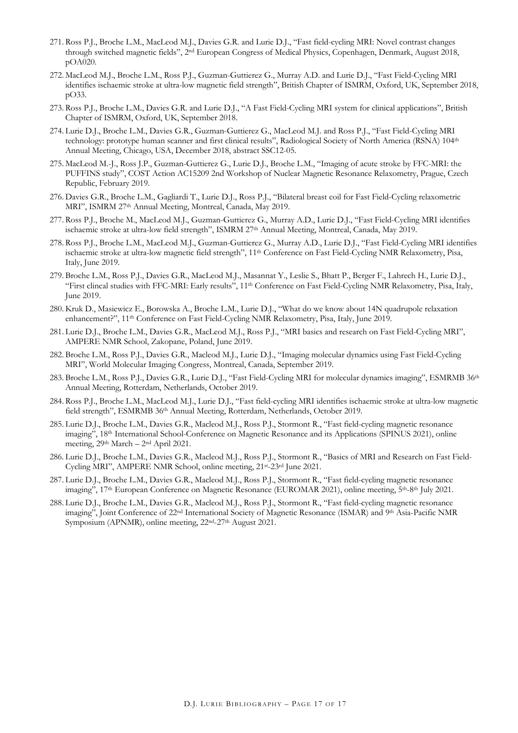271. Ross P.J., Broche L.M., MacLeod M.J., Davies G.R. and Lurie D.J., "Fast field-cycling MRI: Novel contrast changes through switched magnetic fields", 2nd European Congress of Medical Physics, Copenhagen, Denmark, August 2018, pOA020.
272. MacLeod M.J., Broche L.M., Ross P.J., Guzman-Guttierez G., Murray A.D. and Lurie D.J., "Fast Field-Cycling MRI identifies ischaemic stroke at ultra-low magnetic field strength", British Chapter of ISMRM, Oxford, UK, September 2018, pO33.
273. Ross P.J., Broche L.M., Davies G.R. and Lurie D.J., "A Fast Field-Cycling MRI system for clinical applications", British Chapter of ISMRM, Oxford, UK, September 2018.
274. Lurie D.J., Broche L.M., Davies G.R., Guzman-Guttierez G., MacLeod M.J. and Ross P.J., "Fast Field-Cycling MRI technology: prototype human scanner and first clinical results", Radiological Society of North America (RSNA) 104th Annual Meeting, Chicago, USA, December 2018, abstract SSC12-05.
275. MacLeod M.-J., Ross J.P., Guzman-Guttierez G., Lurie D.J., Broche L.M., "Imaging of acute stroke by FFC-MRI: the PUFFINS study", COST Action AC15209 2nd Workshop of Nuclear Magnetic Resonance Relaxometry, Prague, Czech Republic, February 2019.
276. Davies G.R., Broche L.M., Gagliardi T., Lurie D.J., Ross P.J., "Bilateral breast coil for Fast Field-Cycling relaxometric MRI", ISMRM 27th Annual Meeting, Montreal, Canada, May 2019.
277. Ross P.J., Broche M., MacLeod M.J., Guzman-Guttierez G., Murray A.D., Lurie D.J., "Fast Field-Cycling MRI identifies ischaemic stroke at ultra-low field strength", ISMRM 27th Annual Meeting, Montreal, Canada, May 2019.
278. Ross P.J., Broche L.M., MacLeod M.J., Guzman-Guttierez G., Murray A.D., Lurie D.J., "Fast Field-Cycling MRI identifies ischaemic stroke at ultra-low magnetic field strength", 11th Conference on Fast Field-Cycling NMR Relaxometry, Pisa, Italy, June 2019.
279. Broche L.M., Ross P.J., Davies G.R., MacLeod M.J., Masannat Y., Leslie S., Bhatt P., Berger F., Lahrech H., Lurie D.J., "First clincal studies with FFC-MRI: Early results", 11th Conference on Fast Field-Cycling NMR Relaxometry, Pisa, Italy, June 2019.
280. Kruk D., Masiewicz E., Borowska A., Broche L.M., Lurie D.J., "What do we know about 14N quadrupole relaxation enhancement?", 11th Conference on Fast Field-Cycling NMR Relaxometry, Pisa, Italy, June 2019.
281. Lurie D.J., Broche L.M., Davies G.R., MacLeod M.J., Ross P.J., "MRI basics and research on Fast Field-Cycling MRI", AMPERE NMR School, Zakopane, Poland, June 2019.
282. Broche L.M., Ross P.J., Davies G.R., Macleod M.J., Lurie D.J., "Imaging molecular dynamics using Fast Field-Cycling MRI", World Molecular Imaging Congress, Montreal, Canada, September 2019.
283. Broche L.M., Ross P.J., Davies G.R., Lurie D.J., "Fast Field-Cycling MRI for molecular dynamics imaging", ESMRMB 36th Annual Meeting, Rotterdam, Netherlands, October 2019.
284. Ross P.J., Broche L.M., MacLeod M.J., Lurie D.J., "Fast field-cycling MRI identifies ischaemic stroke at ultra-low magnetic field strength", ESMRMB 36th Annual Meeting, Rotterdam, Netherlands, October 2019.
285. Lurie D.J., Broche L.M., Davies G.R., Macleod M.J., Ross P.J., Stormont R., "Fast field-cycling magnetic resonance imaging", 18th International School-Conference on Magnetic Resonance and its Applications (SPINUS 2021), online meeting, 29th March – 2nd April 2021.
286. Lurie D.J., Broche L.M., Davies G.R., Macleod M.J., Ross P.J., Stormont R., "Basics of MRI and Research on Fast Field-Cycling MRI", AMPERE NMR School, online meeting, 21st-23rd June 2021.
287. Lurie D.J., Broche L.M., Davies G.R., Macleod M.J., Ross P.J., Stormont R., "Fast field-cycling magnetic resonance imaging", 17th European Conference on Magnetic Resonance (EUROMAR 2021), online meeting, 5th-8th July 2021.
288. Lurie D.J., Broche L.M., Davies G.R., Macleod M.J., Ross P.J., Stormont R., "Fast field-cycling magnetic resonance imaging", Joint Conference of 22nd International Society of Magnetic Resonance (ISMAR) and 9th Asia-Pacific NMR Symposium (APNMR), online meeting, 22nd-27th August 2021.